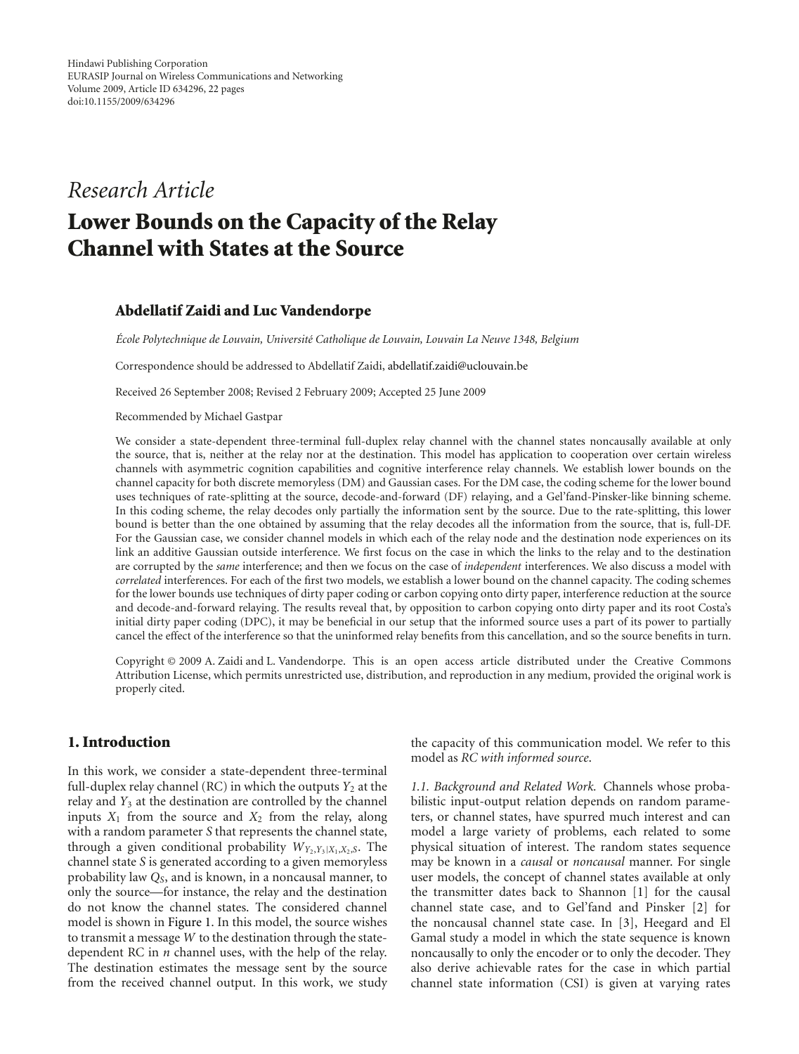Hindawi Publishing Corporation
EURASIP Journal on Wireless Communications and Networking
Volume 2009, Article ID 634296, 22 pages
doi:10.1155/2009/634296

*Research Article*

# Lower Bounds on the Capacity of the Relay Channel with States at the Source

**Abdellatif Zaidi and Luc Vandendorpe**

*École Polytechnique de Louvain, Université Catholique de Louvain, Louvain La Neuve 1348, Belgium*

Correspondence should be addressed to Abdellatif Zaidi, abdellatif.zaidi@uclouvain.be

Received 26 September 2008; Revised 2 February 2009; Accepted 25 June 2009

Recommended by Michael Gastpar

We consider a state-dependent three-terminal full-duplex relay channel with the channel states noncausally available at only the source, that is, neither at the relay nor at the destination. This model has application to cooperation over certain wireless channels with asymmetric cognition capabilities and cognitive interference relay channels. We establish lower bounds on the channel capacity for both discrete memoryless (DM) and Gaussian cases. For the DM case, the coding scheme for the lower bound uses techniques of rate-splitting at the source, decode-and-forward (DF) relaying, and a Gel'fand-Pinsker-like binning scheme. In this coding scheme, the relay decodes only partially the information sent by the source. Due to the rate-splitting, this lower bound is better than the one obtained by assuming that the relay decodes all the information from the source, that is, full-DF. For the Gaussian case, we consider channel models in which each of the relay node and the destination node experiences on its link an additive Gaussian outside interference. We first focus on the case in which the links to the relay and to the destination are corrupted by the *same* interference; and then we focus on the case of *independent* interferences. We also discuss a model with *correlated* interferences. For each of the first two models, we establish a lower bound on the channel capacity. The coding schemes for the lower bounds use techniques of dirty paper coding or carbon copying onto dirty paper, interference reduction at the source and decode-and-forward relaying. The results reveal that, by opposition to carbon copying onto dirty paper and its root Costa's initial dirty paper coding (DPC), it may be beneficial in our setup that the informed source uses a part of its power to partially cancel the effect of the interference so that the uninformed relay benefits from this cancellation, and so the source benefits in turn.

Copyright © 2009 A. Zaidi and L. Vandendorpe. This is an open access article distributed under the Creative Commons Attribution License, which permits unrestricted use, distribution, and reproduction in any medium, provided the original work is properly cited.

## 1. Introduction

In this work, we consider a state-dependent three-terminal full-duplex relay channel (RC) in which the outputs $Y_2$ at the relay and $Y_3$ at the destination are controlled by the channel inputs $X_1$ from the source and $X_2$ from the relay, along with a random parameter $S$ that represents the channel state, through a given conditional probability $W_{Y_2,Y_3|X_1,X_2,S}$. The channel state $S$ is generated according to a given memoryless probability law $Q_S$, and is known, in a noncausal manner, to only the source—for instance, the relay and the destination do not know the channel states. The considered channel model is shown in Figure 1. In this model, the source wishes to transmit a message $W$ to the destination through the state-dependent RC in $n$ channel uses, with the help of the relay. The destination estimates the message sent by the source from the received channel output. In this work, we study the capacity of this communication model. We refer to this model as *RC with informed source*.

*1.1. Background and Related Work.* Channels whose probabilistic input-output relation depends on random parameters, or channel states, have spurred much interest and can model a large variety of problems, each related to some physical situation of interest. The random states sequence may be known in a *causal* or *noncausal* manner. For single user models, the concept of channel states available at only the transmitter dates back to Shannon [1] for the causal channel state case, and to Gel'fand and Pinsker [2] for the noncausal channel state case. In [3], Heegard and El Gamal study a model in which the state sequence is known noncausally to only the encoder or to only the decoder. They also derive achievable rates for the case in which partial channel state information (CSI) is given at varying rates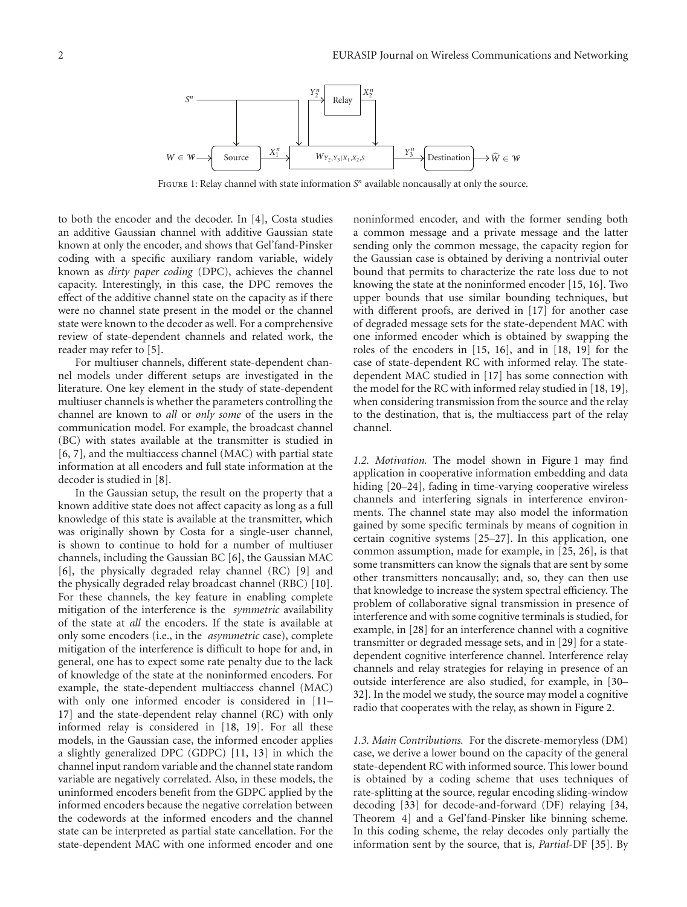Figure 1: Relay channel with state information $S^n$ available noncausally at only the source.

to both the encoder and the decoder. In [4], Costa studies an additive Gaussian channel with additive Gaussian state known at only the encoder, and shows that Gel'fand-Pinsker coding with a specific auxiliary random variable, widely known as *dirty paper coding* (DPC), achieves the channel capacity. Interestingly, in this case, the DPC removes the effect of the additive channel state on the capacity as if there were no channel state present in the model or the channel state were known to the decoder as well. For a comprehensive review of state-dependent channels and related work, the reader may refer to [5].

For multiuser channels, different state-dependent channel models under different setups are investigated in the literature. One key element in the study of state-dependent multiuser channels is whether the parameters controlling the channel are known to *all* or *only some* of the users in the communication model. For example, the broadcast channel (BC) with states available at the transmitter is studied in [6, 7], and the multiaccess channel (MAC) with partial state information at all encoders and full state information at the decoder is studied in [8].

In the Gaussian setup, the result on the property that a known additive state does not affect capacity as long as a full knowledge of this state is available at the transmitter, which was originally shown by Costa for a single-user channel, is shown to continue to hold for a number of multiuser channels, including the Gaussian BC [6], the Gaussian MAC [6], the physically degraded relay channel (RC) [9] and the physically degraded relay broadcast channel (RBC) [10]. For these channels, the key feature in enabling complete mitigation of the interference is the *symmetric* availability of the state at *all* the encoders. If the state is available at only some encoders (i.e., in the *asymmetric* case), complete mitigation of the interference is difficult to hope for and, in general, one has to expect some rate penalty due to the lack of knowledge of the state at the noninformed encoders. For example, the state-dependent multiaccess channel (MAC) with only one informed encoder is considered in [11–17] and the state-dependent relay channel (RC) with only informed relay is considered in [18, 19]. For all these models, in the Gaussian case, the informed encoder applies a slightly generalized DPC (GDPC) [11, 13] in which the channel input random variable and the channel state random variable are negatively correlated. Also, in these models, the uninformed encoders benefit from the GDPC applied by the informed encoders because the negative correlation between the codewords at the informed encoders and the channel state can be interpreted as partial state cancellation. For the state-dependent MAC with one informed encoder and one noninformed encoder, and with the former sending both a common message and a private message and the latter sending only the common message, the capacity region for the Gaussian case is obtained by deriving a nontrivial outer bound that permits to characterize the rate loss due to not knowing the state at the noninformed encoder [15, 16]. Two upper bounds that use similar bounding techniques, but with different proofs, are derived in [17] for another case of degraded message sets for the state-dependent MAC with one informed encoder which is obtained by swapping the roles of the encoders in [15, 16], and in [18, 19] for the case of state-dependent RC with informed relay. The state-dependent MAC studied in [17] has some connection with the model for the RC with informed relay studied in [18, 19], when considering transmission from the source and the relay to the destination, that is, the multiaccess part of the relay channel.

*1.2. Motivation.* The model shown in Figure 1 may find application in cooperative information embedding and data hiding [20–24], fading in time-varying cooperative wireless channels and interfering signals in interference environments. The channel state may also model the information gained by some specific terminals by means of cognition in certain cognitive systems [25–27]. In this application, one common assumption, made for example, in [25, 26], is that some transmitters can know the signals that are sent by some other transmitters noncausally; and, so, they can then use that knowledge to increase the system spectral efficiency. The problem of collaborative signal transmission in presence of interference and with some cognitive terminals is studied, for example, in [28] for an interference channel with a cognitive transmitter or degraded message sets, and in [29] for a state-dependent cognitive interference channel. Interference relay channels and relay strategies for relaying in presence of an outside interference are also studied, for example, in [30–32]. In the model we study, the source may model a cognitive radio that cooperates with the relay, as shown in Figure 2.

*1.3. Main Contributions.* For the discrete-memoryless (DM) case, we derive a lower bound on the capacity of the general state-dependent RC with informed source. This lower bound is obtained by a coding scheme that uses techniques of rate-splitting at the source, regular encoding sliding-window decoding [33] for decode-and-forward (DF) relaying [34, Theorem 4] and a Gel'fand-Pinsker like binning scheme. In this coding scheme, the relay decodes only partially the information sent by the source, that is, *Partial*-DF [35]. By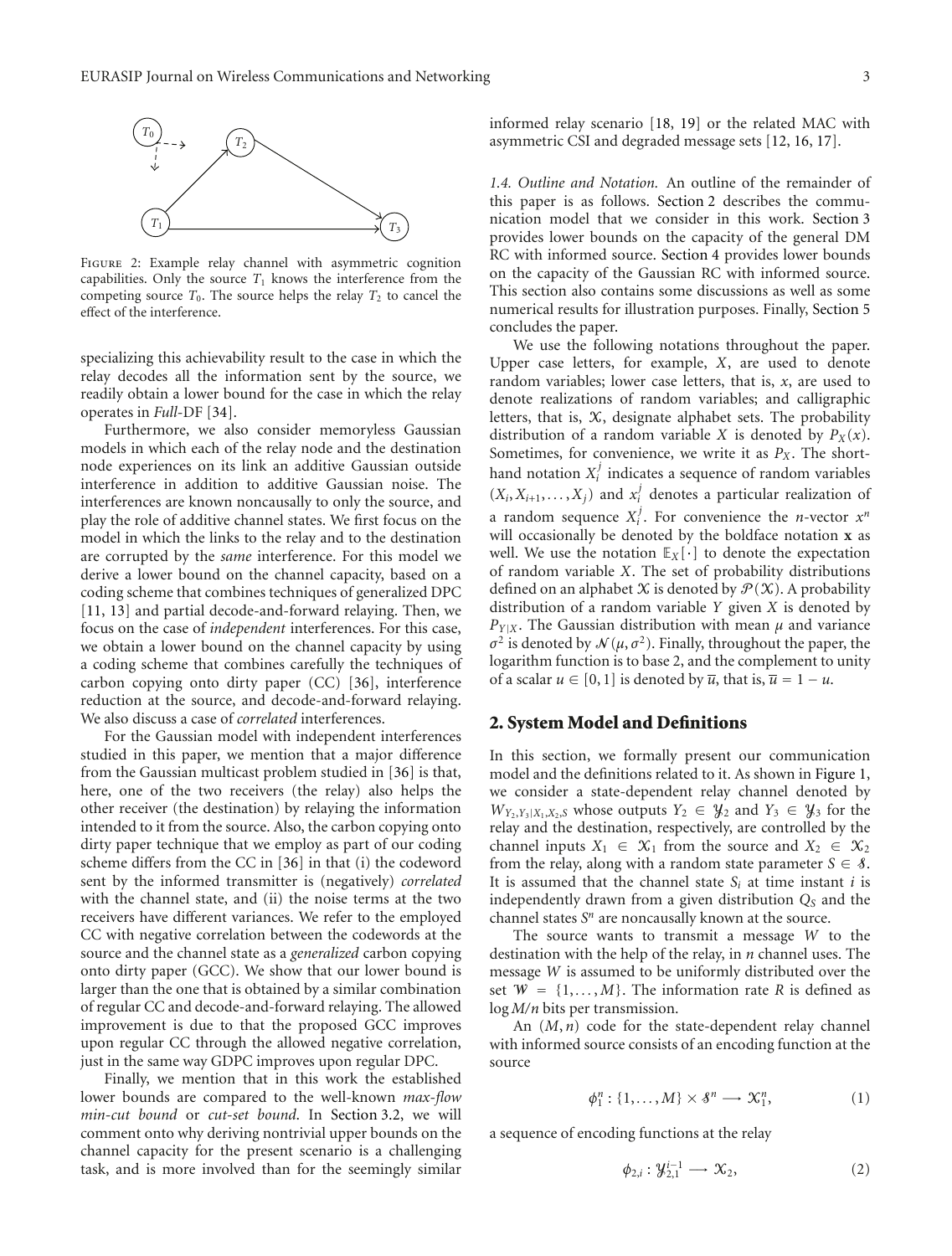Figure 2: Example relay channel with asymmetric cognition capabilities. Only the source $T_1$ knows the interference from the competing source $T_0$. The source helps the relay $T_2$ to cancel the effect of the interference.

specializing this achievability result to the case in which the relay decodes all the information sent by the source, we readily obtain a lower bound for the case in which the relay operates in *Full*-DF [34].

Furthermore, we also consider memoryless Gaussian models in which each of the relay node and the destination node experiences on its link an additive Gaussian outside interference in addition to additive Gaussian noise. The interferences are known noncausally to only the source, and play the role of additive channel states. We first focus on the model in which the links to the relay and to the destination are corrupted by the *same* interference. For this model we derive a lower bound on the channel capacity, based on a coding scheme that combines techniques of generalized DPC [11, 13] and partial decode-and-forward relaying. Then, we focus on the case of *independent* interferences. For this case, we obtain a lower bound on the channel capacity by using a coding scheme that combines carefully the techniques of carbon copying onto dirty paper (CC) [36], interference reduction at the source, and decode-and-forward relaying. We also discuss a case of *correlated* interferences.

For the Gaussian model with independent interferences studied in this paper, we mention that a major difference from the Gaussian multicast problem studied in [36] is that, here, one of the two receivers (the relay) also helps the other receiver (the destination) by relaying the information intended to it from the source. Also, the carbon copying onto dirty paper technique that we employ as part of our coding scheme differs from the CC in [36] in that (i) the codeword sent by the informed transmitter is (negatively) *correlated* with the channel state, and (ii) the noise terms at the two receivers have different variances. We refer to the employed CC with negative correlation between the codewords at the source and the channel state as a *generalized* carbon copying onto dirty paper (GCC). We show that our lower bound is larger than the one that is obtained by a similar combination of regular CC and decode-and-forward relaying. The allowed improvement is due to that the proposed GCC improves upon regular CC through the allowed negative correlation, just in the same way GDPC improves upon regular DPC.

Finally, we mention that in this work the established lower bounds are compared to the well-known *max-flow min-cut bound* or *cut-set bound*. In Section 3.2, we will comment onto why deriving nontrivial upper bounds on the channel capacity for the present scenario is a challenging task, and is more involved than for the seemingly similar informed relay scenario [18, 19] or the related MAC with asymmetric CSI and degraded message sets [12, 16, 17].

*1.4. Outline and Notation.* An outline of the remainder of this paper is as follows. Section 2 describes the communication model that we consider in this work. Section 3 provides lower bounds on the capacity of the general DM RC with informed source. Section 4 provides lower bounds on the capacity of the Gaussian RC with informed source. This section also contains some discussions as well as some numerical results for illustration purposes. Finally, Section 5 concludes the paper.

We use the following notations throughout the paper. Upper case letters, for example, $X$, are used to denote random variables; lower case letters, that is, $x$, are used to denote realizations of random variables; and calligraphic letters, that is, $\mathcal{X}$, designate alphabet sets. The probability distribution of a random variable $X$ is denoted by $P_X(x)$. Sometimes, for convenience, we write it as $P_X$. The shorthand notation $X_i^j$ indicates a sequence of random variables $(X_i, X_{i+1}, \ldots, X_j)$ and $x_i^j$ denotes a particular realization of a random sequence $X_i^j$. For convenience the $n$-vector $x^n$ will occasionally be denoted by the boldface notation $\mathbf{x}$ as well. We use the notation $\mathbb{E}_X[\cdot]$ to denote the expectation of random variable $X$. The set of probability distributions defined on an alphabet $\mathcal{X}$ is denoted by $\mathcal{P}(\mathcal{X})$. A probability distribution of a random variable $Y$ given $X$ is denoted by $P_{Y|X}$. The Gaussian distribution with mean $\mu$ and variance $\sigma^2$ is denoted by $\mathcal{N}(\mu, \sigma^2)$. Finally, throughout the paper, the logarithm function is to base 2, and the complement to unity of a scalar $u \in [0, 1]$ is denoted by $\overline{u}$, that is, $\overline{u} = 1 - u$.

## 2. System Model and Definitions

In this section, we formally present our communication model and the definitions related to it. As shown in Figure 1, we consider a state-dependent relay channel denoted by $W_{Y_2,Y_3|X_1,X_2,S}$ whose outputs $Y_2 \in \mathcal{Y}_2$ and $Y_3 \in \mathcal{Y}_3$ for the relay and the destination, respectively, are controlled by the channel inputs $X_1 \in \mathcal{X}_1$ from the source and $X_2 \in \mathcal{X}_2$ from the relay, along with a random state parameter $S \in \mathcal{S}$. It is assumed that the channel state $S_i$ at time instant $i$ is independently drawn from a given distribution $Q_S$ and the channel states $S^n$ are noncausally known at the source.

The source wants to transmit a message $W$ to the destination with the help of the relay, in $n$ channel uses. The message $W$ is assumed to be uniformly distributed over the set $\mathcal{W} = \{1, \ldots, M\}$. The information rate $R$ is defined as $\log M/n$ bits per transmission.

An $(M, n)$ code for the state-dependent relay channel with informed source consists of an encoding function at the source

$$\phi_1^n : \{1, \ldots, M\} \times \mathcal{S}^n \longrightarrow \mathcal{X}_1^n, \tag{1}$$

a sequence of encoding functions at the relay

$$\phi_{2,i} : \mathcal{Y}_{2,1}^{i-1} \longrightarrow \mathcal{X}_2, \tag{2}$$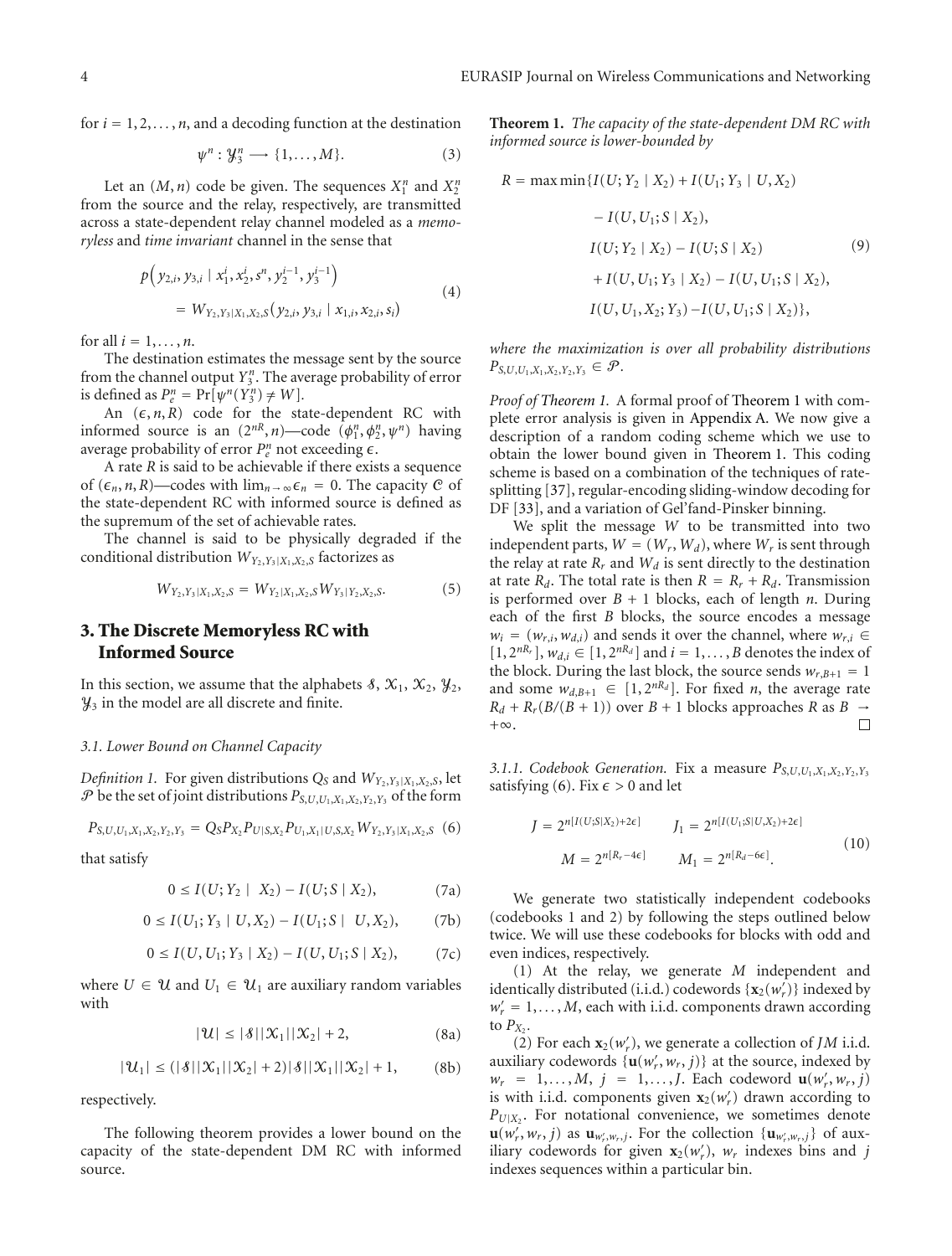for $i = 1, 2, \ldots, n$, and a decoding function at the destination

$$\psi^n : \mathcal{Y}_3^n \longrightarrow \{1, \ldots, M\}. \tag{3}$$

Let an $(M, n)$ code be given. The sequences $X_1^n$ and $X_2^n$ from the source and the relay, respectively, are transmitted across a state-dependent relay channel modeled as a *memoryless* and *time invariant* channel in the sense that

$$p\left(y_{2,i}, y_{3,i} \mid x_1^i, x_2^i, s^n, y_2^{i-1}, y_3^{i-1}\right) = W_{Y_2,Y_3|X_1,X_2,S}(y_{2,i}, y_{3,i} \mid x_{1,i}, x_{2,i}, s_i) \tag{4}$$

for all $i = 1, \ldots, n$.

The destination estimates the message sent by the source from the channel output $Y_3^n$. The average probability of error is defined as $P_e^n = \Pr[\psi^n(Y_3^n) \neq W]$.

An $(\epsilon, n, R)$ code for the state-dependent RC with informed source is an $(2^{nR}, n)$—code $(\phi_1^n, \phi_2^n, \psi^n)$ having average probability of error $P_e^n$ not exceeding $\epsilon$.

A rate $R$ is said to be achievable if there exists a sequence of $(\epsilon_n, n, R)$—codes with $\lim_{n\to\infty}\epsilon_n = 0$. The capacity $\mathcal{C}$ of the state-dependent RC with informed source is defined as the supremum of the set of achievable rates.

The channel is said to be physically degraded if the conditional distribution $W_{Y_2,Y_3|X_1,X_2,S}$ factorizes as

$$W_{Y_2,Y_3|X_1,X_2,S} = W_{Y_2|X_1,X_2,S} W_{Y_3|Y_2,X_2,S}. \tag{5}$$

## 3. The Discrete Memoryless RC with Informed Source

In this section, we assume that the alphabets $\mathcal{S}$, $\mathcal{X}_1$, $\mathcal{X}_2$, $\mathcal{Y}_2$, $\mathcal{Y}_3$ in the model are all discrete and finite.

### 3.1. Lower Bound on Channel Capacity

*Definition 1.* For given distributions $Q_S$ and $W_{Y_2,Y_3|X_1,X_2,S}$, let $\mathcal{P}$ be the set of joint distributions $P_{S,U,U_1,X_1,X_2,Y_2,Y_3}$ of the form

$$P_{S,U,U_1,X_1,X_2,Y_2,Y_3} = Q_S P_{X_2} P_{U|S,X_2} P_{U_1,X_1|U,S,X_2} W_{Y_2,Y_3|X_1,X_2,S} \tag{6}$$

that satisfy

$$0 \leq I(U; Y_2 \mid X_2) - I(U; S \mid X_2), \tag{7a}$$

$$0 \leq I(U_1; Y_3 \mid U, X_2) - I(U_1; S \mid U, X_2), \tag{7b}$$

$$0 \leq I(U, U_1; Y_3 \mid X_2) - I(U, U_1; S \mid X_2), \tag{7c}$$

where $U \in \mathcal{U}$ and $U_1 \in \mathcal{U}_1$ are auxiliary random variables with

$$|\mathcal{U}| \leq |\mathcal{S}||\mathcal{X}_1||\mathcal{X}_2| + 2, \tag{8a}$$

$$|\mathcal{U}_1| \leq (|\mathcal{S}||\mathcal{X}_1||\mathcal{X}_2| + 2)|\mathcal{S}||\mathcal{X}_1||\mathcal{X}_2| + 1, \tag{8b}$$

respectively.

The following theorem provides a lower bound on the capacity of the state-dependent DM RC with informed source.

**Theorem 1.** *The capacity of the state-dependent DM RC with informed source is lower-bounded by*

$$\begin{aligned} R = \max\min\{&I(U; Y_2 \mid X_2) + I(U_1; Y_3 \mid U, X_2) \\ &- I(U, U_1; S \mid X_2), \\ &I(U; Y_2 \mid X_2) - I(U; S \mid X_2) \\ &+ I(U, U_1; Y_3 \mid X_2) - I(U, U_1; S \mid X_2), \\ &I(U, U_1, X_2; Y_3) - I(U, U_1; S \mid X_2)\}, \end{aligned} \tag{9}$$

*where the maximization is over all probability distributions* $P_{S,U,U_1,X_1,X_2,Y_2,Y_3} \in \mathcal{P}$.

*Proof of Theorem 1.* A formal proof of Theorem 1 with complete error analysis is given in Appendix A. We now give a description of a random coding scheme which we use to obtain the lower bound given in Theorem 1. This coding scheme is based on a combination of the techniques of rate-splitting [37], regular-encoding sliding-window decoding for DF [33], and a variation of Gel'fand-Pinsker binning.

We split the message $W$ to be transmitted into two independent parts, $W = (W_r, W_d)$, where $W_r$ is sent through the relay at rate $R_r$ and $W_d$ is sent directly to the destination at rate $R_d$. The total rate is then $R = R_r + R_d$. Transmission is performed over $B + 1$ blocks, each of length $n$. During each of the first $B$ blocks, the source encodes a message $w_i = (w_{r,i}, w_{d,i})$ and sends it over the channel, where $w_{r,i} \in [1, 2^{nR_r}]$, $w_{d,i} \in [1, 2^{nR_d}]$ and $i = 1, \ldots, B$ denotes the index of the block. During the last block, the source sends $w_{r,B+1} = 1$ and some $w_{d,B+1} \in [1, 2^{nR_d}]$. For fixed $n$, the average rate $R_d + R_r(B/(B + 1))$ over $B + 1$ blocks approaches $R$ as $B \to +\infty$. □

*3.1.1. Codebook Generation.* Fix a measure $P_{S,U,U_1,X_1,X_2,Y_2,Y_3}$ satisfying (6). Fix $\epsilon > 0$ and let

$$\begin{aligned} J &= 2^{n[I(U;S|X_2)+2\epsilon]} \qquad J_1 = 2^{n[I(U_1;S|U,X_2)+2\epsilon]} \\ M &= 2^{n[R_r-4\epsilon]} \qquad M_1 = 2^{n[R_d-6\epsilon]}. \end{aligned} \tag{10}$$

We generate two statistically independent codebooks (codebooks 1 and 2) by following the steps outlined below twice. We will use these codebooks for blocks with odd and even indices, respectively.

(1) At the relay, we generate $M$ independent and identically distributed (i.i.d.) codewords $\{\mathbf{x}_2(w_r')\}$ indexed by $w_r' = 1, \ldots, M$, each with i.i.d. components drawn according to $P_{X_2}$.

(2) For each $\mathbf{x}_2(w_r')$, we generate a collection of $JM$ i.i.d. auxiliary codewords $\{\mathbf{u}(w_r', w_r, j)\}$ at the source, indexed by $w_r = 1, \ldots, M$, $j = 1, \ldots, J$. Each codeword $\mathbf{u}(w_r', w_r, j)$ is with i.i.d. components given $\mathbf{x}_2(w_r')$ drawn according to $P_{U|X_2}$. For notational convenience, we sometimes denote $\mathbf{u}(w_r', w_r, j)$ as $\mathbf{u}_{w_r',w_r,j}$. For the collection $\{\mathbf{u}_{w_r',w_r,j}\}$ of auxiliary codewords for given $\mathbf{x}_2(w_r')$, $w_r$ indexes bins and $j$ indexes sequences within a particular bin.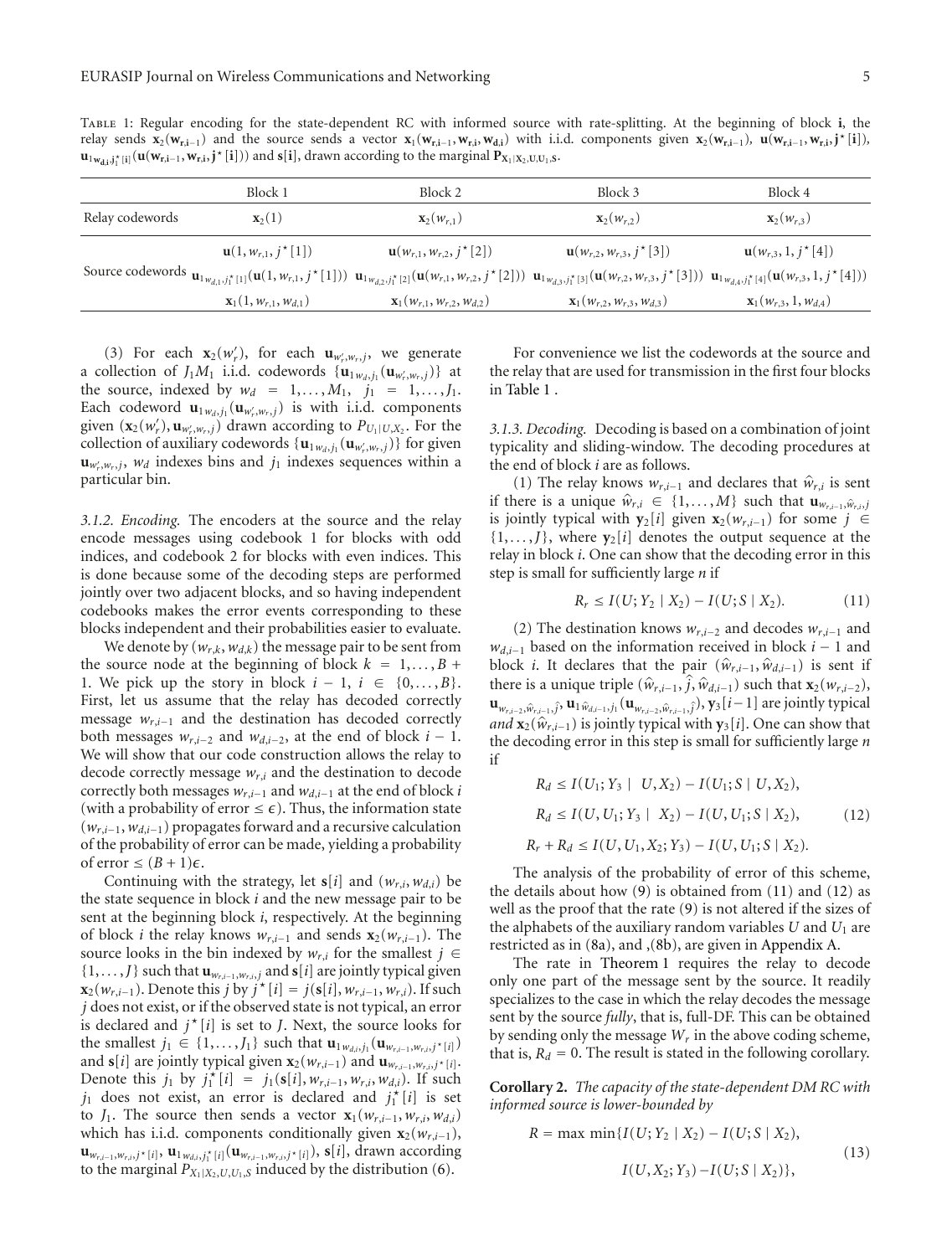Table 1: Regular encoding for the state-dependent RC with informed source with rate-splitting. At the beginning of block $\mathbf{i}$, the relay sends $\mathbf{x}_2(\mathbf{w_{r,i-1}})$ and the source sends a vector $\mathbf{x}_1(\mathbf{w_{r,i-1}}, \mathbf{w_{r,i}}, \mathbf{w_{d,i}})$ with i.i.d. components given $\mathbf{x}_2(\mathbf{w_{r,i-1}})$, $\mathbf{u}(\mathbf{w_{r,i-1}}, \mathbf{w_{r,i}}, \mathbf{j}^\star[\mathbf{i}])$, $\mathbf{u}_{1\mathbf{w_{d,i}}, \mathbf{j}_1^\star[\mathbf{i}]}(\mathbf{u}(\mathbf{w_{r,i-1}}, \mathbf{w_{r,i}}, \mathbf{j}^\star[\mathbf{i}]))$ and $\mathbf{s}[\mathbf{i}]$, drawn according to the marginal $\mathbf{P}_{\mathbf{X_1|X_2,U,U_1,S}}$.

| | Block 1 | Block 2 | Block 3 | Block 4 |
|---|---|---|---|---|
| Relay codewords | $\mathbf{x}_2(1)$ | $\mathbf{x}_2(w_{r,1})$ | $\mathbf{x}_2(w_{r,2})$ | $\mathbf{x}_2(w_{r,3})$ |
| Source codewords | $\mathbf{u}(1, w_{r,1}, j^\star[1])$ | $\mathbf{u}(w_{r,1}, w_{r,2}, j^\star[2])$ | $\mathbf{u}(w_{r,2}, w_{r,3}, j^\star[3])$ | $\mathbf{u}(w_{r,3}, 1, j^\star[4])$ |
| | $\mathbf{u}_{1w_{d,1}, j_1^\star[1]}(\mathbf{u}(1, w_{r,1}, j^\star[1]))$ | $\mathbf{u}_{1w_{d,2}, j_1^\star[2]}(\mathbf{u}(w_{r,1}, w_{r,2}, j^\star[2]))$ | $\mathbf{u}_{1w_{d,3}, j_1^\star[3]}(\mathbf{u}(w_{r,2}, w_{r,3}, j^\star[3]))$ | $\mathbf{u}_{1w_{d,4}, j_1^\star[4]}(\mathbf{u}(w_{r,3}, 1, j^\star[4]))$ |
| | $\mathbf{x}_1(1, w_{r,1}, w_{d,1})$ | $\mathbf{x}_1(w_{r,1}, w_{r,2}, w_{d,2})$ | $\mathbf{x}_1(w_{r,2}, w_{r,3}, w_{d,3})$ | $\mathbf{x}_1(w_{r,3}, 1, w_{d,4})$ |

(3) For each $\mathbf{x}_2(w'_r)$, for each $\mathbf{u}_{w'_r, w_r, j}$, we generate a collection of $J_1 M_1$ i.i.d. codewords $\{\mathbf{u}_{1w_d, j_1}(\mathbf{u}_{w'_r, w_r, j})\}$ at the source, indexed by $w_d = 1, \ldots, M_1$, $j_1 = 1, \ldots, J_1$. Each codeword $\mathbf{u}_{1w_d, j_1}(\mathbf{u}_{w'_r, w_r, j})$ is with i.i.d. components given $(\mathbf{x}_2(w'_r), \mathbf{u}_{w'_r, w_r, j})$ drawn according to $P_{U_1|U, X_2}$. For the collection of auxiliary codewords $\{\mathbf{u}_{1w_d, j_1}(\mathbf{u}_{w'_r, w_r, j})\}$ for given $\mathbf{u}_{w'_r, w_r, j}$, $w_d$ indexes bins and $j_1$ indexes sequences within a particular bin.

*3.1.2. Encoding.* The encoders at the source and the relay encode messages using codebook 1 for blocks with odd indices, and codebook 2 for blocks with even indices. This is done because some of the decoding steps are performed jointly over two adjacent blocks, and so having independent codebooks makes the error events corresponding to these blocks independent and their probabilities easier to evaluate.

We denote by $(w_{r,k}, w_{d,k})$ the message pair to be sent from the source node at the beginning of block $k = 1, \ldots, B+1$. We pick up the story in block $i-1$, $i \in \{0, \ldots, B\}$. First, let us assume that the relay has decoded correctly message $w_{r,i-1}$ and the destination has decoded correctly both messages $w_{r,i-2}$ and $w_{d,i-2}$, at the end of block $i-1$. We will show that our code construction allows the relay to decode correctly message $w_{r,i}$ and the destination to decode correctly both messages $w_{r,i-1}$ and $w_{d,i-1}$ at the end of block $i$ (with a probability of error $\leq \epsilon$). Thus, the information state $(w_{r,i-1}, w_{d,i-1})$ propagates forward and a recursive calculation of the probability of error can be made, yielding a probability of error $\leq (B+1)\epsilon$.

Continuing with the strategy, let $\mathbf{s}[i]$ and $(w_{r,i}, w_{d,i})$ be the state sequence in block $i$ and the new message pair to be sent at the beginning block $i$, respectively. At the beginning of block $i$ the relay knows $w_{r,i-1}$ and sends $\mathbf{x}_2(w_{r,i-1})$. The source looks in the bin indexed by $w_{r,i}$ for the smallest $j \in \{1, \ldots, J\}$ such that $\mathbf{u}_{w_{r,i-1}, w_{r,i}, j}$ and $\mathbf{s}[i]$ are jointly typical given $\mathbf{x}_2(w_{r,i-1})$. Denote this $j$ by $j^\star[i] = j(\mathbf{s}[i], w_{r,i-1}, w_{r,i})$. If such $j$ does not exist, or if the observed state is not typical, an error is declared and $j^\star[i]$ is set to $J$. Next, the source looks for the smallest $j_1 \in \{1, \ldots, J_1\}$ such that $\mathbf{u}_{1w_{d,i}, j_1}(\mathbf{u}_{w_{r,i-1}, w_{r,i}, j^\star[i]})$ and $\mathbf{s}[i]$ are jointly typical given $\mathbf{x}_2(w_{r,i-1})$ and $\mathbf{u}_{w_{r,i-1}, w_{r,i}, j^\star[i]}$. Denote this $j_1$ by $j_1^\star[i] = j_1(\mathbf{s}[i], w_{r,i-1}, w_{r,i}, w_{d,i})$. If such $j_1$ does not exist, an error is declared and $j_1^\star[i]$ is set to $J_1$. The source then sends a vector $\mathbf{x}_1(w_{r,i-1}, w_{r,i}, w_{d,i})$ which has i.i.d. components conditionally given $\mathbf{x}_2(w_{r,i-1})$, $\mathbf{u}_{w_{r,i-1}, w_{r,i}, j^\star[i]}$, $\mathbf{u}_{1w_{d,i}, j_1^\star[i]}(\mathbf{u}_{w_{r,i-1}, w_{r,i}, j^\star[i]})$, $\mathbf{s}[i]$, drawn according to the marginal $P_{X_1|X_2, U, U_1, S}$ induced by the distribution (6).

For convenience we list the codewords at the source and the relay that are used for transmission in the first four blocks in Table 1 .

*3.1.3. Decoding.* Decoding is based on a combination of joint typicality and sliding-window. The decoding procedures at the end of block $i$ are as follows.

(1) The relay knows $w_{r,i-1}$ and declares that $\hat{w}_{r,i}$ is sent if there is a unique $\hat{w}_{r,i} \in \{1, \ldots, M\}$ such that $\mathbf{u}_{w_{r,i-1}, \hat{w}_{r,i}, j}$ is jointly typical with $\mathbf{y}_2[i]$ given $\mathbf{x}_2(w_{r,i-1})$ for some $j \in \{1, \ldots, J\}$, where $\mathbf{y}_2[i]$ denotes the output sequence at the relay in block $i$. One can show that the decoding error in this step is small for sufficiently large $n$ if

$$R_r \leq I(U; Y_2 \mid X_2) - I(U; S \mid X_2). \tag{11}$$

(2) The destination knows $w_{r,i-2}$ and decodes $w_{r,i-1}$ and $w_{d,i-1}$ based on the information received in block $i-1$ and block $i$. It declares that the pair $(\hat{w}_{r,i-1}, \hat{w}_{d,i-1})$ is sent if there is a unique triple $(\hat{w}_{r,i-1}, \hat{j}, \hat{w}_{d,i-1})$ such that $\mathbf{x}_2(w_{r,i-2})$, $\mathbf{u}_{w_{r,i-2}, \hat{w}_{r,i-1}, \hat{j}}$, $\mathbf{u}_{1\hat{w}_{d,i-1}, j_1}(\mathbf{u}_{w_{r,i-2}, \hat{w}_{r,i-1}, \hat{j}})$, $\mathbf{y}_3[i-1]$ are jointly typical *and* $\mathbf{x}_2(\hat{w}_{r,i-1})$ is jointly typical with $\mathbf{y}_3[i]$. One can show that the decoding error in this step is small for sufficiently large $n$ if

$$\begin{aligned}
R_d &\leq I(U_1; Y_3 \mid U, X_2) - I(U_1; S \mid U, X_2), \\
R_d &\leq I(U, U_1; Y_3 \mid X_2) - I(U, U_1; S \mid X_2), \\
R_r + R_d &\leq I(U, U_1, X_2; Y_3) - I(U, U_1; S \mid X_2).
\end{aligned} \tag{12}$$

The analysis of the probability of error of this scheme, the details about how (9) is obtained from (11) and (12) as well as the proof that the rate (9) is not altered if the sizes of the alphabets of the auxiliary random variables $U$ and $U_1$ are restricted as in (8a), and ,(8b), are given in Appendix A.

The rate in Theorem 1 requires the relay to decode only one part of the message sent by the source. It readily specializes to the case in which the relay decodes the message sent by the source *fully*, that is, full-DF. This can be obtained by sending only the message $W_r$ in the above coding scheme, that is, $R_d = 0$. The result is stated in the following corollary.

**Corollary 2.** *The capacity of the state-dependent DM RC with informed source is lower-bounded by*

$$\begin{aligned}
R = \max \min\{&I(U; Y_2 \mid X_2) - I(U; S \mid X_2), \\
&I(U, X_2; Y_3) - I(U; S \mid X_2)\},
\end{aligned} \tag{13}$$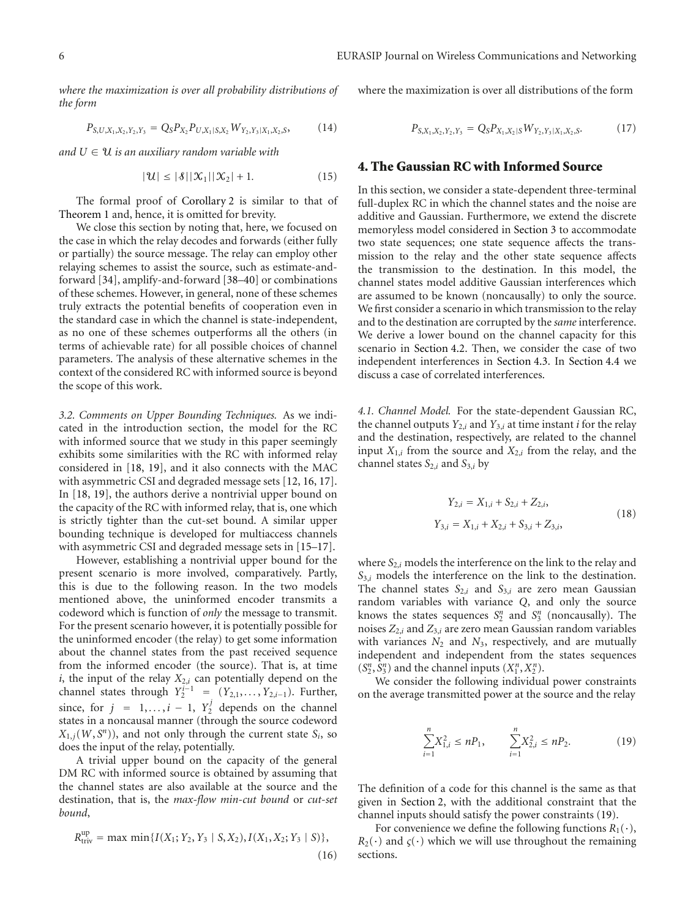*where the maximization is over all probability distributions of the form*

$$P_{S,U,X_1,X_2,Y_2,Y_3} = Q_S P_{X_2} P_{U,X_1|S,X_2} W_{Y_2,Y_3|X_1,X_2,S}, \tag{14}$$

*and $U \in \mathcal{U}$ is an auxiliary random variable with*

$$|\mathcal{U}| \leq |\mathcal{S}||\mathcal{X}_1||\mathcal{X}_2| + 1. \tag{15}$$

The formal proof of Corollary 2 is similar to that of Theorem 1 and, hence, it is omitted for brevity.

We close this section by noting that, here, we focused on the case in which the relay decodes and forwards (either fully or partially) the source message. The relay can employ other relaying schemes to assist the source, such as estimate-and-forward [34], amplify-and-forward [38–40] or combinations of these schemes. However, in general, none of these schemes truly extracts the potential benefits of cooperation even in the standard case in which the channel is state-independent, as no one of these schemes outperforms all the others (in terms of achievable rate) for all possible choices of channel parameters. The analysis of these alternative schemes in the context of the considered RC with informed source is beyond the scope of this work.

*3.2. Comments on Upper Bounding Techniques.* As we indicated in the introduction section, the model for the RC with informed source that we study in this paper seemingly exhibits some similarities with the RC with informed relay considered in [18, 19], and it also connects with the MAC with asymmetric CSI and degraded message sets [12, 16, 17]. In [18, 19], the authors derive a nontrivial upper bound on the capacity of the RC with informed relay, that is, one which is strictly tighter than the cut-set bound. A similar upper bounding technique is developed for multiaccess channels with asymmetric CSI and degraded message sets in [15–17].

However, establishing a nontrivial upper bound for the present scenario is more involved, comparatively. Partly, this is due to the following reason. In the two models mentioned above, the uninformed encoder transmits a codeword which is function of *only* the message to transmit. For the present scenario however, it is potentially possible for the uninformed encoder (the relay) to get some information about the channel states from the past received sequence from the informed encoder (the source). That is, at time $i$, the input of the relay $X_{2,i}$ can potentially depend on the channel states through $Y_2^{i-1} = (Y_{2,1}, \ldots, Y_{2,i-1})$. Further, since, for $j = 1, \ldots, i-1$, $Y_2^j$ depends on the channel states in a noncausal manner (through the source codeword $X_{1,j}(W, S^n)$), and not only through the current state $S_i$, so does the input of the relay, potentially.

A trivial upper bound on the capacity of the general DM RC with informed source is obtained by assuming that the channel states are also available at the source and the destination, that is, the *max-flow min-cut bound* or *cut-set bound*,

$$R_{\text{triv}}^{\text{up}} = \max \min\{I(X_1; Y_2, Y_3 \mid S, X_2), I(X_1, X_2; Y_3 \mid S)\}, \tag{16}$$

where the maximization is over all distributions of the form

$$P_{S,X_1,X_2,Y_2,Y_3} = Q_S P_{X_1,X_2|S} W_{Y_2,Y_3|X_1,X_2,S}. \tag{17}$$

## 4. The Gaussian RC with Informed Source

In this section, we consider a state-dependent three-terminal full-duplex RC in which the channel states and the noise are additive and Gaussian. Furthermore, we extend the discrete memoryless model considered in Section 3 to accommodate two state sequences; one state sequence affects the transmission to the relay and the other state sequence affects the transmission to the destination. In this model, the channel states model additive Gaussian interferences which are assumed to be known (noncausally) to only the source. We first consider a scenario in which transmission to the relay and to the destination are corrupted by the *same* interference. We derive a lower bound on the channel capacity for this scenario in Section 4.2. Then, we consider the case of two independent interferences in Section 4.3. In Section 4.4 we discuss a case of correlated interferences.

*4.1. Channel Model.* For the state-dependent Gaussian RC, the channel outputs $Y_{2,i}$ and $Y_{3,i}$ at time instant $i$ for the relay and the destination, respectively, are related to the channel input $X_{1,i}$ from the source and $X_{2,i}$ from the relay, and the channel states $S_{2,i}$ and $S_{3,i}$ by

$$\begin{aligned} Y_{2,i} &= X_{1,i} + S_{2,i} + Z_{2,i}, \\ Y_{3,i} &= X_{1,i} + X_{2,i} + S_{3,i} + Z_{3,i}, \end{aligned} \tag{18}$$

where $S_{2,i}$ models the interference on the link to the relay and $S_{3,i}$ models the interference on the link to the destination. The channel states $S_{2,i}$ and $S_{3,i}$ are zero mean Gaussian random variables with variance $Q$, and only the source knows the states sequences $S_2^n$ and $S_3^n$ (noncausally). The noises $Z_{2,i}$ and $Z_{3,i}$ are zero mean Gaussian random variables with variances $N_2$ and $N_3$, respectively, and are mutually independent and independent from the states sequences $(S_2^n, S_3^n)$ and the channel inputs $(X_1^n, X_2^n)$.

We consider the following individual power constraints on the average transmitted power at the source and the relay

$$\sum_{i=1}^{n} X_{1,i}^2 \leq nP_1, \qquad \sum_{i=1}^{n} X_{2,i}^2 \leq nP_2. \tag{19}$$

The definition of a code for this channel is the same as that given in Section 2, with the additional constraint that the channel inputs should satisfy the power constraints (19).

For convenience we define the following functions $R_1(\cdot)$, $R_2(\cdot)$ and $\varsigma(\cdot)$ which we will use throughout the remaining sections.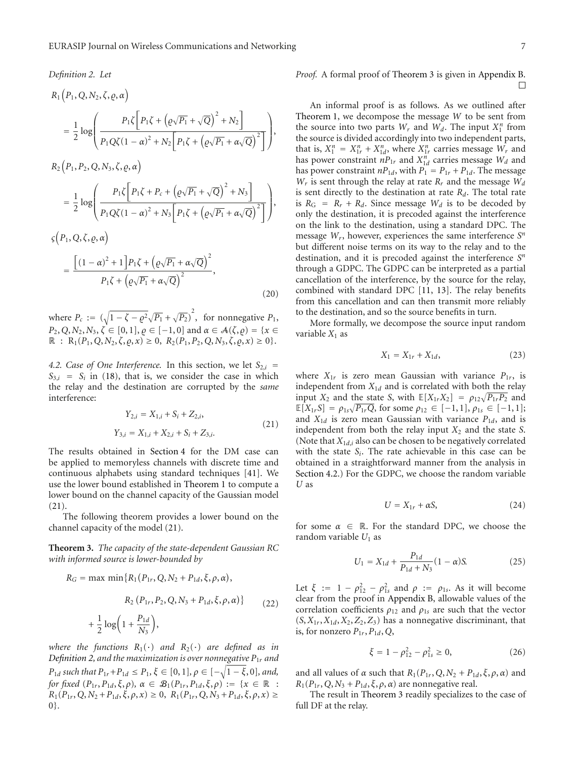*Definition 2.* Let

$$
\begin{aligned}
&R_1\left(P_1, Q, N_2, \zeta, \varrho, \alpha\right) \\
&= \frac{1}{2}\log\left(\frac{P_1\zeta\left[P_1\zeta + \left(\varrho\sqrt{P_1}+\sqrt{Q}\right)^2 + N_2\right]}{P_1Q\zeta(1-\alpha)^2 + N_2\left[P_1\zeta + \left(\varrho\sqrt{P_1}+\alpha\sqrt{Q}\right)^2\right]}\right), \\
&R_2\left(P_1, P_2, Q, N_3, \zeta, \varrho, \alpha\right) \\
&= \frac{1}{2}\log\left(\frac{P_1\zeta\left[P_1\zeta + P_c + \left(\varrho\sqrt{P_1}+\sqrt{Q}\right)^2 + N_3\right]}{P_1Q\zeta(1-\alpha)^2 + N_3\left[P_1\zeta + \left(\varrho\sqrt{P_1}+\alpha\sqrt{Q}\right)^2\right]}\right), \\
&\varsigma\left(P_1, Q, \zeta, \varrho, \alpha\right) \\
&= \frac{\left[(1-\alpha)^2+1\right]P_1\zeta + \left(\varrho\sqrt{P_1}+\alpha\sqrt{Q}\right)^2}{P_1\zeta + \left(\varrho\sqrt{P_1}+\alpha\sqrt{Q}\right)^2},
\end{aligned} \tag{20}
$$

where $P_c := \left(\sqrt{1-\zeta-\varrho^2}\sqrt{P_1}+\sqrt{P_2}\right)^2$, for nonnegative $P_1$, $P_2, Q, N_2, N_3$, $\zeta \in [0,1]$, $\varrho \in [-1,0]$ and $\alpha \in \mathcal{A}(\zeta,\varrho) = \{x \in \mathbb{R} : R_1(P_1, Q, N_2, \zeta, \varrho, x) \geq 0,\ R_2(P_1, P_2, Q, N_3, \zeta, \varrho, x) \geq 0\}$.

*4.2. Case of One Interference.* In this section, we let $S_{2,i} = S_{3,i} = S_i$ in (18), that is, we consider the case in which the relay and the destination are corrupted by the *same* interference:

$$
\begin{aligned}
Y_{2,i} &= X_{1,i} + S_i + Z_{2,i}, \\
Y_{3,i} &= X_{1,i} + X_{2,i} + S_i + Z_{3,i}.
\end{aligned} \tag{21}
$$

The results obtained in Section 4 for the DM case can be applied to memoryless channels with discrete time and continuous alphabets using standard techniques [41]. We use the lower bound established in Theorem 1 to compute a lower bound on the channel capacity of the Gaussian model (21).

The following theorem provides a lower bound on the channel capacity of the model (21).

**Theorem 3.** *The capacity of the state-dependent Gaussian RC with informed source is lower-bounded by*

$$
\begin{aligned}
R_G = \max \min\{&R_1(P_{1r}, Q, N_2 + P_{1d}, \xi, \rho, \alpha), \\
&R_2(P_{1r}, P_2, Q, N_3 + P_{1d}, \xi, \rho, \alpha)\} \\
&+ \frac{1}{2}\log\left(1 + \frac{P_{1d}}{N_3}\right),
\end{aligned} \tag{22}
$$

*where the functions $R_1(\cdot)$ and $R_2(\cdot)$ are defined as in Definition 2, and the maximization is over nonnegative $P_{1r}$ and $P_{1d}$ such that $P_{1r}+P_{1d} \leq P_1$, $\xi \in [0,1]$, $\rho \in [-\sqrt{1-\xi}, 0]$, and, for fixed $(P_{1r}, P_{1d}, \xi, \rho)$, $\alpha \in \mathcal{B}_1(P_{1r}, P_{1d}, \xi, \rho) := \{x \in \mathbb{R} : R_1(P_{1r}, Q, N_2+P_{1d}, \xi, \rho, x) \geq 0,\ R_1(P_{1r}, Q, N_3+P_{1d}, \xi, \rho, x) \geq 0\}$.*

*Proof.* A formal proof of Theorem 3 is given in Appendix B. □

An informal proof is as follows. As we outlined after Theorem 1, we decompose the message $W$ to be sent from the source into two parts $W_r$ and $W_d$. The input $X_1^n$ from the source is divided accordingly into two independent parts, that is, $X_1^n = X_{1r}^n + X_{1d}^n$, where $X_{1r}^n$ carries message $W_r$ and has power constraint $nP_{1r}$ and $X_{1d}^n$ carries message $W_d$ and has power constraint $nP_{1d}$, with $P_1 = P_{1r} + P_{1d}$. The message $W_r$ is sent through the relay at rate $R_r$ and the message $W_d$ is sent directly to the destination at rate $R_d$. The total rate is $R_G = R_r + R_d$. Since message $W_d$ is to be decoded by only the destination, it is precoded against the interference on the link to the destination, using a standard DPC. The message $W_r$, however, experiences the same interference $S^n$ but different noise terms on its way to the relay and to the destination, and it is precoded against the interference $S^n$ through a GDPC. The GDPC can be interpreted as a partial cancellation of the interference, by the source for the relay, combined with standard DPC [11, 13]. The relay benefits from this cancellation and can then transmit more reliably to the destination, and so the source benefits in turn.

More formally, we decompose the source input random variable $X_1$ as

$$
X_1 = X_{1r} + X_{1d}, \tag{23}
$$

where $X_{1r}$ is zero mean Gaussian with variance $P_{1r}$, is independent from $X_{1d}$ and is correlated with both the relay input $X_2$ and the state $S$, with $\mathbb{E}[X_{1r}X_2] = \rho_{12}\sqrt{P_{1r}P_2}$ and $\mathbb{E}[X_{1r}S] = \rho_{1s}\sqrt{P_{1r}Q}$, for some $\rho_{12} \in [-1,1]$, $\rho_{1s} \in [-1,1]$; and $X_{1d}$ is zero mean Gaussian with variance $P_{1d}$, and is independent from both the relay input $X_2$ and the state $S$. (Note that $X_{1d,i}$ also can be chosen to be negatively correlated with the state $S_i$. The rate achievable in this case can be obtained in a straightforward manner from the analysis in Section 4.2.) For the GDPC, we choose the random variable $U$ as

$$
U = X_{1r} + \alpha S, \tag{24}
$$

for some $\alpha \in \mathbb{R}$. For the standard DPC, we choose the random variable $U_1$ as

$$
U_1 = X_{1d} + \frac{P_{1d}}{P_{1d}+N_3}(1-\alpha)S. \tag{25}
$$

Let $\xi := 1 - \rho_{12}^2 - \rho_{1s}^2$ and $\rho := \rho_{1s}$. As it will become clear from the proof in Appendix B, allowable values of the correlation coefficients $\rho_{12}$ and $\rho_{1s}$ are such that the vector $(S, X_{1r}, X_{1d}, X_2, Z_2, Z_3)$ has a nonnegative discriminant, that is, for nonzero $P_{1r}, P_{1d}, Q$,

$$
\xi = 1 - \rho_{12}^2 - \rho_{1s}^2 \geq 0, \tag{26}
$$

and all values of $\alpha$ such that $R_1(P_{1r}, Q, N_2 + P_{1d}, \xi, \rho, \alpha)$ and $R_1(P_{1r}, Q, N_3 + P_{1d}, \xi, \rho, \alpha)$ are nonnegative real.

The result in Theorem 3 readily specializes to the case of full DF at the relay.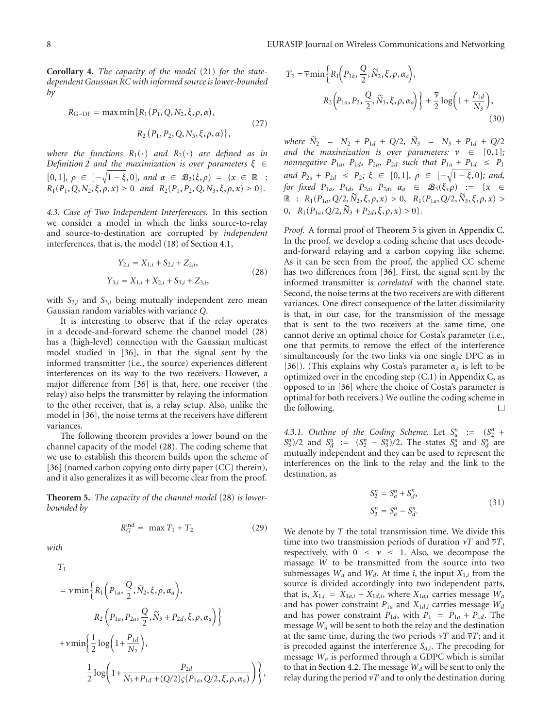**Corollary 4.** *The capacity of the model* (21) *for the state-dependent Gaussian RC with informed source is lower-bounded by*

$$R_{\text{G-DF}} = \max \min\{R_1(P_1, Q, N_2, \xi, \rho, \alpha),$$
$$R_2(P_1, P_2, Q, N_3, \xi, \rho, \alpha)\}, \tag{27}$$

*where the functions $R_1(\cdot)$ and $R_2(\cdot)$ are defined as in Definition 2 and the maximization is over parameters $\xi \in [0,1]$, $\rho \in [-\sqrt{1-\xi}, 0]$, and $\alpha \in \mathcal{B}_2(\xi,\rho) = \{x \in \mathbb{R} : R_1(P_1, Q, N_2, \xi, \rho, x) \geq 0$ and $R_2(P_1, P_2, Q, N_3, \xi, \rho, x) \geq 0\}$.*

*4.3. Case of Two Independent Interferences.* In this section we consider a model in which the links source-to-relay and source-to-destination are corrupted by *independent* interferences, that is, the model (18) of Section 4.1,

$$Y_{2,i} = X_{1,i} + S_{2,i} + Z_{2,i},$$
$$Y_{3,i} = X_{1,i} + X_{2,i} + S_{3,i} + Z_{3,i}, \tag{28}$$

with $S_{2,i}$ and $S_{3,i}$ being mutually independent zero mean Gaussian random variables with variance $Q$.

It is interesting to observe that if the relay operates in a decode-and-forward scheme the channel model (28) has a (high-level) connection with the Gaussian multicast model studied in [36], in that the signal sent by the informed transmitter (i.e., the source) experiences different interferences on its way to the two receivers. However, a major difference from [36] is that, here, one receiver (the relay) also helps the transmitter by relaying the information to the other receiver, that is, a relay setup. Also, unlike the model in [36], the noise terms at the receivers have different variances.

The following theorem provides a lower bound on the channel capacity of the model (28). The coding scheme that we use to establish this theorem builds upon the scheme of [36] (named carbon copying onto dirty paper (CC) therein), and it also generalizes it as will become clear from the proof.

**Theorem 5.** *The capacity of the channel model* (28) *is lower-bounded by*

$$R_G^{\text{ind}} = \max T_1 + T_2 \tag{29}$$

*with*

$$\begin{aligned}
T_1 &= \nu \min\left\{R_1\left(P_{1a}, \frac{Q}{2}, \widetilde{N}_2, \xi, \rho, \alpha_a\right),\right.\\
&\qquad \left. R_2\left(P_{1a}, P_{2a}, \frac{Q}{2}, \widetilde{N}_3 + P_{2d}, \xi, \rho, \alpha_a\right)\right\}\\
&\quad + \nu \min\left\{\frac{1}{2}\log\left(1+\frac{P_{1d}}{N_2}\right),\right.\\
&\qquad \left.\frac{1}{2}\log\left(1+\frac{P_{2d}}{N_3+P_{1d}+(Q/2)\varsigma(P_{1a}, Q/2, \xi, \rho, \alpha_a)}\right)\right\},
\end{aligned}$$

$$\begin{aligned}
T_2 &= \overline{\nu}\min\left\{R_1\left(P_{1a}, \frac{Q}{2}, \widetilde{N}_2, \xi, \rho, \alpha_a\right),\right.\\
&\qquad \left. R_2\left(P_{1a}, P_2, \frac{Q}{2}, \widetilde{N}_3, \xi, \rho, \alpha_a\right)\right\} + \frac{\overline{\nu}}{2}\log\left(1+\frac{P_{1d}}{N_3}\right),
\end{aligned} \tag{30}$$

*where $\widetilde{N}_2 = N_2 + P_{1d} + Q/2$, $\widetilde{N}_3 = N_3 + P_{1d} + Q/2$ and the maximization is over parameters: $\nu \in [0,1]$; nonnegative $P_{1a}$, $P_{1d}$, $P_{2a}$, $P_{2d}$ such that $P_{1a} + P_{1d} \leq P_1$ and $P_{2a} + P_{2d} \leq P_2$; $\xi \in [0,1]$, $\rho \in [-\sqrt{1-\xi}, 0]$; and, for fixed $P_{1a}$, $P_{1d}$, $P_{2a}$, $P_{2d}$, $\alpha_a \in \mathcal{B}_3(\xi,\rho) := \{x \in \mathbb{R} : R_1(P_{1a}, Q/2, \widetilde{N}_2, \xi, \rho, x) > 0,\ R_1(P_{1a}, Q/2, \widetilde{N}_3, \xi, \rho, x) > 0,\ R_1(P_{1a}, Q/2, \widetilde{N}_3 + P_{2d}, \xi, \rho, x) > 0\}$.*

*Proof.* A formal proof of Theorem 5 is given in Appendix C. In the proof, we develop a coding scheme that uses decode-and-forward relaying and a carbon copying like scheme. As it can be seen from the proof, the applied CC scheme has two differences from [36]. First, the signal sent by the informed transmitter is *correlated* with the channel state. Second, the noise terms at the two receivers are with different variances. One direct consequence of the latter dissimilarity is that, in our case, for the transmission of the message that is sent to the two receivers at the same time, one cannot derive an optimal choice for Costa's parameter (i.e., one that permits to remove the effect of the interference simultaneously for the two links via one single DPC as in [36]). (This explains why Costa's parameter $\alpha_a$ is left to be optimized over in the encoding step (C.1) in Appendix C, as opposed to in [36] where the choice of Costa's parameter is optimal for both receivers.) We outline the coding scheme in the following. □

*4.3.1. Outline of the Coding Scheme.* Let $S_a^n := (S_2^n + S_3^n)/2$ and $S_d^n := (S_2^n - S_3^n)/2$. The states $S_a^n$ and $S_d^n$ are mutually independent and they can be used to represent the interferences on the link to the relay and the link to the destination, as

$$S_2^n = S_a^n + S_d^n,$$
$$S_3^n = S_a^n - S_d^n. \tag{31}$$

We denote by $T$ the total transmission time. We divide this time into two transmission periods of duration $\nu T$ and $\overline{\nu}T$, respectively, with $0 \leq \nu \leq 1$. Also, we decompose the massage $W$ to be transmitted from the source into two submessages $W_a$ and $W_d$. At time $i$, the input $X_{1,i}$ from the source is divided accordingly into two independent parts, that is, $X_{1,i} = X_{1a,i} + X_{1d,i}$, where $X_{1a,i}$ carries message $W_a$ and has power constraint $P_{1a}$ and $X_{1d,i}$ carries message $W_d$ and has power constraint $P_{1d}$, with $P_1 = P_{1a} + P_{1d}$. The message $W_a$ will be sent to both the relay and the destination at the same time, during the two periods $\nu T$ and $\overline{\nu}T$; and it is precoded against the interference $S_{a,i}$. The precoding for message $W_a$ is performed through a GDPC which is similar to that in Section 4.2. The message $W_d$ will be sent to only the relay during the period $\nu T$ and to only the destination during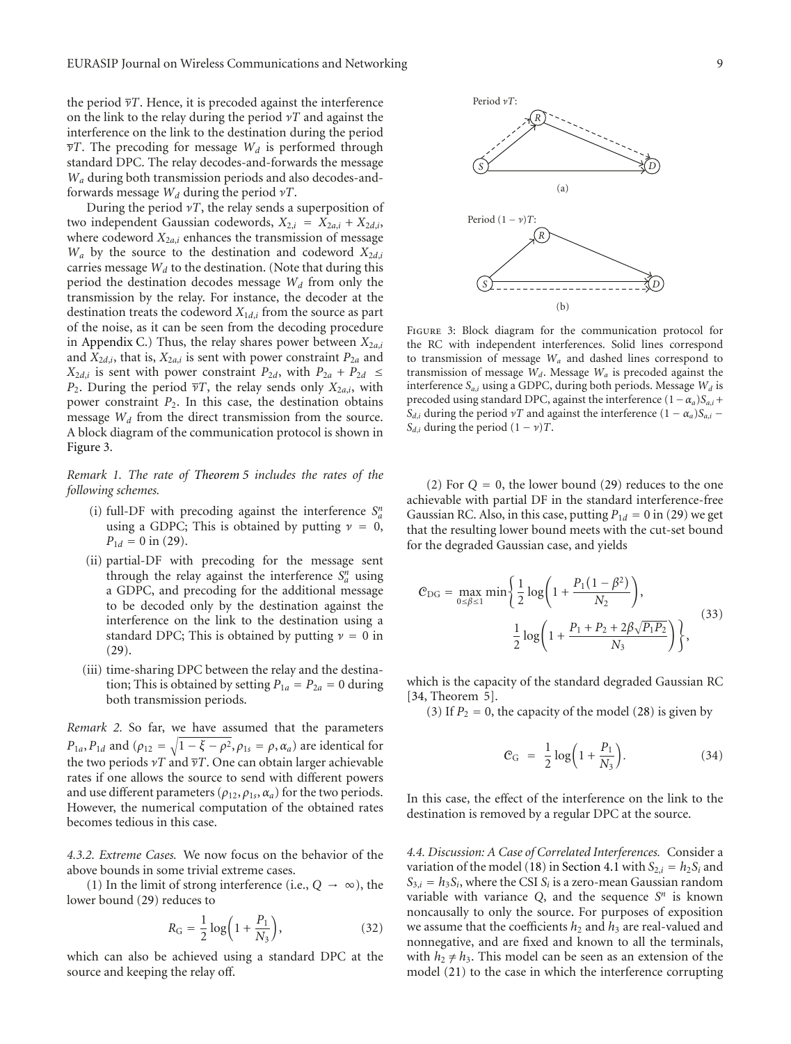the period $\bar{\nu}T$. Hence, it is precoded against the interference on the link to the relay during the period $\nu T$ and against the interference on the link to the destination during the period $\bar{\nu}T$. The precoding for message $W_d$ is performed through standard DPC. The relay decodes-and-forwards the message $W_a$ during both transmission periods and also decodes-and-forwards message $W_d$ during the period $\nu T$.

During the period $\nu T$, the relay sends a superposition of two independent Gaussian codewords, $X_{2,i} = X_{2a,i} + X_{2d,i}$, where codeword $X_{2a,i}$ enhances the transmission of message $W_a$ by the source to the destination and codeword $X_{2d,i}$ carries message $W_d$ to the destination. (Note that during this period the destination decodes message $W_d$ from only the transmission by the relay. For instance, the decoder at the destination treats the codeword $X_{1d,i}$ from the source as part of the noise, as it can be seen from the decoding procedure in Appendix C.) Thus, the relay shares power between $X_{2a,i}$ and $X_{2d,i}$, that is, $X_{2a,i}$ is sent with power constraint $P_{2a}$ and $X_{2d,i}$ is sent with power constraint $P_{2d}$, with $P_{2a} + P_{2d} \leq P_2$. During the period $\bar{\nu}T$, the relay sends only $X_{2a,i}$, with power constraint $P_2$. In this case, the destination obtains message $W_d$ from the direct transmission from the source. A block diagram of the communication protocol is shown in Figure 3.

*Remark 1. The rate of Theorem 5 includes the rates of the following schemes.*

(i) full-DF with precoding against the interference $S_a^n$ using a GDPC; This is obtained by putting $\nu = 0$, $P_{1d} = 0$ in (29).

(ii) partial-DF with precoding for the message sent through the relay against the interference $S_a^n$ using a GDPC, and precoding for the additional message to be decoded only by the destination against the interference on the link to the destination using a standard DPC; This is obtained by putting $\nu = 0$ in (29).

(iii) time-sharing DPC between the relay and the destination; This is obtained by setting $P_{1a} = P_{2a} = 0$ during both transmission periods.

*Remark 2.* So far, we have assumed that the parameters $P_{1a}, P_{1d}$ and $(\rho_{12} = \sqrt{1 - \xi - \rho^2}, \rho_{1s} = \rho, \alpha_a)$ are identical for the two periods $\nu T$ and $\bar{\nu}T$. One can obtain larger achievable rates if one allows the source to send with different powers and use different parameters $(\rho_{12}, \rho_{1s}, \alpha_a)$ for the two periods. However, the numerical computation of the obtained rates becomes tedious in this case.

*4.3.2. Extreme Cases.* We now focus on the behavior of the above bounds in some trivial extreme cases.

(1) In the limit of strong interference (i.e., $Q \to \infty$), the lower bound (29) reduces to

$$R_{\mathrm{G}} = \frac{1}{2} \log\left(1 + \frac{P_1}{N_3}\right), \tag{32}$$

which can also be achieved using a standard DPC at the source and keeping the relay off.

Period $\nu T$:

(a)

Period $(1 - \nu)T$:

(b)

Figure 3: Block diagram for the communication protocol for the RC with independent interferences. Solid lines correspond to transmission of message $W_a$ and dashed lines correspond to transmission of message $W_d$. Message $W_a$ is precoded against the interference $S_{a,i}$ using a GDPC, during both periods. Message $W_d$ is precoded using standard DPC, against the interference $(1 - \alpha_a)S_{a,i} + S_{d,i}$ during the period $\nu T$ and against the interference $(1 - \alpha_a)S_{a,i} - S_{d,i}$ during the period $(1 - \nu)T$.

(2) For $Q = 0$, the lower bound (29) reduces to the one achievable with partial DF in the standard interference-free Gaussian RC. Also, in this case, putting $P_{1d} = 0$ in (29) we get that the resulting lower bound meets with the cut-set bound for the degraded Gaussian case, and yields

$$\mathcal{C}_{\mathrm{DG}} = \max_{0 \leq \beta \leq 1} \min\left\{ \frac{1}{2} \log\left(1 + \frac{P_1(1 - \beta^2)}{N_2}\right), \frac{1}{2} \log\left(1 + \frac{P_1 + P_2 + 2\beta\sqrt{P_1 P_2}}{N_3}\right) \right\}, \tag{33}$$

which is the capacity of the standard degraded Gaussian RC [34, Theorem 5].

(3) If $P_2 = 0$, the capacity of the model (28) is given by

$$\mathcal{C}_{\mathrm{G}} = \frac{1}{2} \log\left(1 + \frac{P_1}{N_3}\right). \tag{34}$$

In this case, the effect of the interference on the link to the destination is removed by a regular DPC at the source.

*4.4. Discussion: A Case of Correlated Interferences.* Consider a variation of the model (18) in Section 4.1 with $S_{2,i} = h_2 S_i$ and $S_{3,i} = h_3 S_i$, where the CSI $S_i$ is a zero-mean Gaussian random variable with variance $Q$, and the sequence $S^n$ is known noncausally to only the source. For purposes of exposition we assume that the coefficients $h_2$ and $h_3$ are real-valued and nonnegative, and are fixed and known to all the terminals, with $h_2 \neq h_3$. This model can be seen as an extension of the model (21) to the case in which the interference corrupting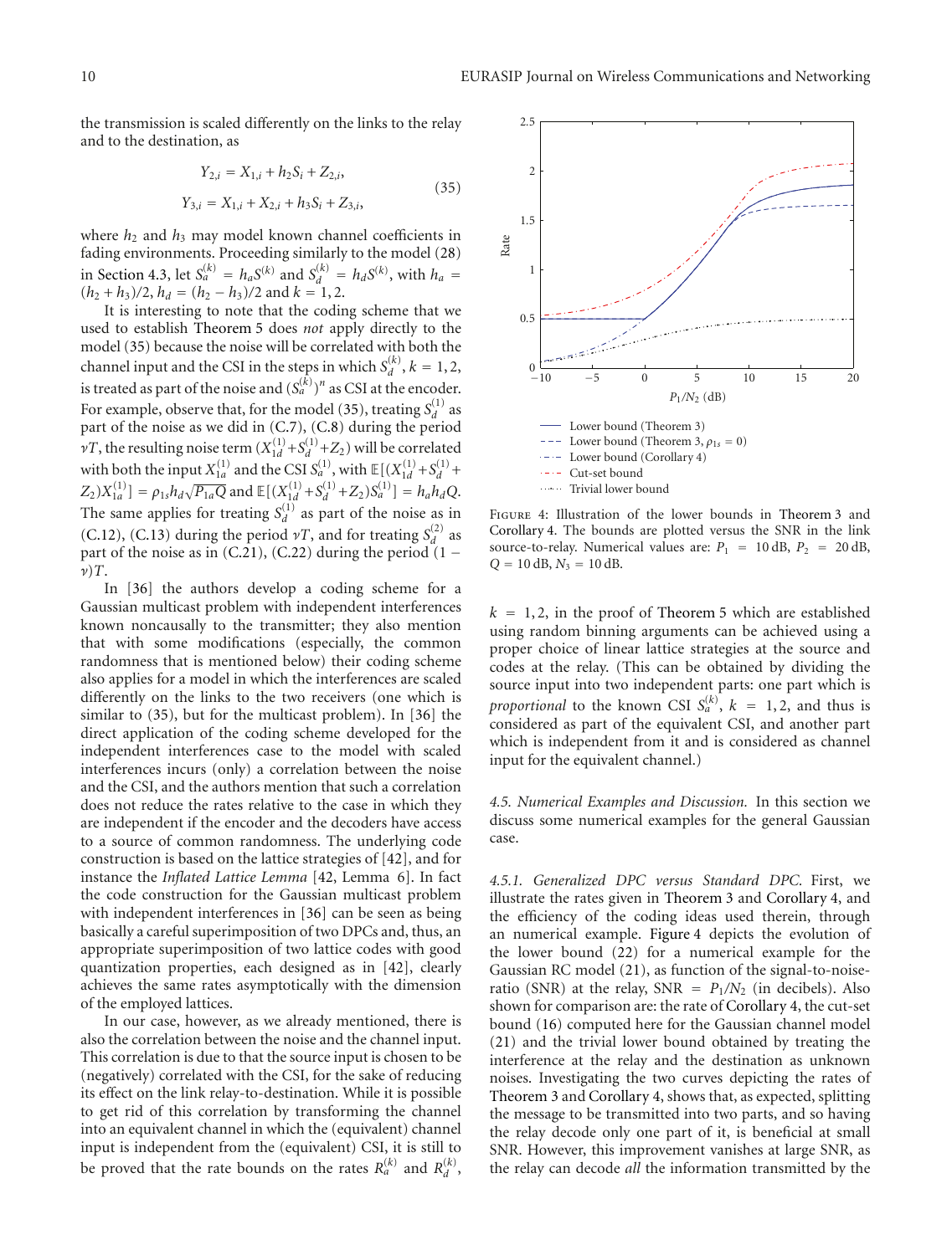the transmission is scaled differently on the links to the relay and to the destination, as

$$
\begin{aligned}
Y_{2,i} &= X_{1,i} + h_2 S_i + Z_{2,i}, \\
Y_{3,i} &= X_{1,i} + X_{2,i} + h_3 S_i + Z_{3,i},
\end{aligned}
\tag{35}
$$

where $h_2$ and $h_3$ may model known channel coefficients in fading environments. Proceeding similarly to the model (28) in Section 4.3, let $S_a^{(k)} = h_a S^{(k)}$ and $S_d^{(k)} = h_d S^{(k)}$, with $h_a = (h_2 + h_3)/2$, $h_d = (h_2 - h_3)/2$ and $k = 1, 2$.

It is interesting to note that the coding scheme that we used to establish Theorem 5 does *not* apply directly to the model (35) because the noise will be correlated with both the channel input and the CSI in the steps in which $S_d^{(k)}$, $k = 1, 2$, is treated as part of the noise and $(S_a^{(k)})^n$ as CSI at the encoder. For example, observe that, for the model (35), treating $S_d^{(1)}$ as part of the noise as we did in (C.7), (C.8) during the period $\nu T$, the resulting noise term $(X_{1d}^{(1)} + S_d^{(1)} + Z_2)$ will be correlated with both the input $X_{1a}^{(1)}$ and the CSI $S_a^{(1)}$, with $\mathbb{E}[(X_{1d}^{(1)} + S_d^{(1)} + Z_2)X_{1a}^{(1)}] = \rho_{1s} h_d \sqrt{P_{1a} Q}$ and $\mathbb{E}[(X_{1d}^{(1)} + S_d^{(1)} + Z_2)S_a^{(1)}] = h_a h_d Q$. The same applies for treating $S_d^{(1)}$ as part of the noise as in (C.12), (C.13) during the period $\nu T$, and for treating $S_d^{(2)}$ as part of the noise as in (C.21), (C.22) during the period $(1 - \nu)T$.

In [36] the authors develop a coding scheme for a Gaussian multicast problem with independent interferences known noncausally to the transmitter; they also mention that with some modifications (especially, the common randomness that is mentioned below) their coding scheme also applies for a model in which the interferences are scaled differently on the links to the two receivers (one which is similar to (35), but for the multicast problem). In [36] the direct application of the coding scheme developed for the independent interferences case to the model with scaled interferences incurs (only) a correlation between the noise and the CSI, and the authors mention that such a correlation does not reduce the rates relative to the case in which they are independent if the encoder and the decoders have access to a source of common randomness. The underlying code construction is based on the lattice strategies of [42], and for instance the *Inflated Lattice Lemma* [42, Lemma 6]. In fact the code construction for the Gaussian multicast problem with independent interferences in [36] can be seen as being basically a careful superimposition of two DPCs and, thus, an appropriate superimposition of two lattice codes with good quantization properties, each designed as in [42], clearly achieves the same rates asymptotically with the dimension of the employed lattices.

In our case, however, as we already mentioned, there is also the correlation between the noise and the channel input. This correlation is due to that the source input is chosen to be (negatively) correlated with the CSI, for the sake of reducing its effect on the link relay-to-destination. While it is possible to get rid of this correlation by transforming the channel into an equivalent channel in which the (equivalent) channel input is independent from the (equivalent) CSI, it is still to be proved that the rate bounds on the rates $R_a^{(k)}$ and $R_d^{(k)}$, $k = 1, 2$, in the proof of Theorem 5 which are established using random binning arguments can be achieved using a proper choice of linear lattice strategies at the source and codes at the relay. (This can be obtained by dividing the source input into two independent parts: one part which is *proportional* to the known CSI $S_a^{(k)}$, $k = 1, 2$, and thus is considered as part of the equivalent CSI, and another part which is independent from it and is considered as channel input for the equivalent channel.)

Figure 4: Illustration of the lower bounds in Theorem 3 and Corollary 4. The bounds are plotted versus the SNR in the link source-relay. Numerical values are: $P_1 = 10$ dB, $P_2 = 20$ dB, $Q = 10$ dB, $N_3 = 10$ dB.

*4.5. Numerical Examples and Discussion.* In this section we discuss some numerical examples for the general Gaussian case.

*4.5.1. Generalized DPC versus Standard DPC.* First, we illustrate the rates given in Theorem 3 and Corollary 4, and the efficiency of the coding ideas used therein, through an numerical example. Figure 4 depicts the evolution of the lower bound (22) for a numerical example for the Gaussian RC model (21), as function of the signal-to-noise-ratio (SNR) at the relay, SNR $= P_1/N_2$ (in decibels). Also shown for comparison are: the rate of Corollary 4, the cut-set bound (16) computed here for the Gaussian channel model (21) and the trivial lower bound obtained by treating the interference at the relay and the destination as unknown noises. Investigating the two curves depicting the rates of Theorem 3 and Corollary 4, shows that, as expected, splitting the message to be transmitted into two parts, and so having the relay decode only one part of it, is beneficial at small SNR. However, this improvement vanishes at large SNR, as the relay can decode *all* the information transmitted by the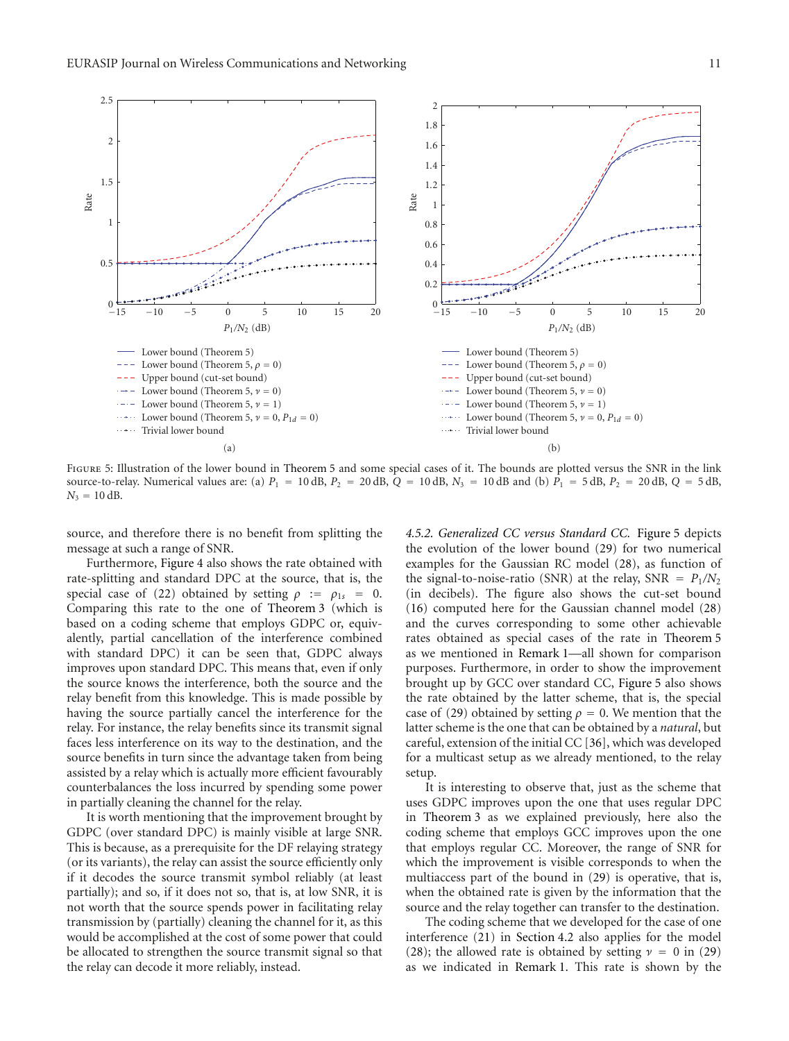Figure 5: Illustration of the lower bound in Theorem 5 and some special cases of it. The bounds are plotted versus the SNR in the link source-to-relay. Numerical values are: (a) $P_1 = 10\,\text{dB}$, $P_2 = 20\,\text{dB}$, $Q = 10\,\text{dB}$, $N_3 = 10\,\text{dB}$ and (b) $P_1 = 5\,\text{dB}$, $P_2 = 20\,\text{dB}$, $Q = 5\,\text{dB}$, $N_3 = 10\,\text{dB}$.

source, and therefore there is no benefit from splitting the message at such a range of SNR.

Furthermore, Figure 4 also shows the rate obtained with rate-splitting and standard DPC at the source, that is, the special case of (22) obtained by setting $\rho := \rho_{1s} = 0$. Comparing this rate to the one of Theorem 3 (which is based on a coding scheme that employs GDPC or, equivalently, partial cancellation of the interference combined with standard DPC) it can be seen that, GDPC always improves upon standard DPC. This means that, even if only the source knows the interference, both the source and the relay benefit from this knowledge. This is made possible by having the source partially cancel the interference for the relay. For instance, the relay benefits since its transmit signal faces less interference on its way to the destination, and the source benefits in turn since the advantage taken from being assisted by a relay which is actually more efficient favourably counterbalances the loss incurred by spending some power in partially cleaning the channel for the relay.

It is worth mentioning that the improvement brought by GDPC (over standard DPC) is mainly visible at large SNR. This is because, as a prerequisite for the DF relaying strategy (or its variants), the relay can assist the source efficiently only if it decodes the source transmit symbol reliably (at least partially); and so, if it does not so, that is, at low SNR, it is not worth that the source spends power in facilitating relay transmission by (partially) cleaning the channel for it, as this would be accomplished at the cost of some power that could be allocated to strengthen the source transmit signal so that the relay can decode it more reliably, instead.

*4.5.2. Generalized CC versus Standard CC.* Figure 5 depicts the evolution of the lower bound (29) for two numerical examples for the Gaussian RC model (28), as function of the signal-to-noise-ratio (SNR) at the relay, $\text{SNR} = P_1/N_2$ (in decibels). The figure also shows the cut-set bound (16) computed here for the Gaussian channel model (28) and the curves corresponding to some other achievable rates obtained as special cases of the rate in Theorem 5 as we mentioned in Remark 1—all shown for comparison purposes. Furthermore, in order to show the improvement brought by GCC over standard CC, Figure 5 also shows the rate obtained by the latter scheme, that is, the special case of (29) obtained by setting $\rho = 0$. We mention that the latter scheme is the one that can be obtained by a *natural*, but careful, extension of the initial CC [36], which was developed for a multicast setup as we already mentioned, to the relay setup.

It is interesting to observe that, just as the scheme that uses GDPC improves upon the one that uses regular DPC in Theorem 3 as we explained previously, here also the coding scheme that employs GCC improves upon the one that employs regular CC. Moreover, the range of SNR for which the improvement is visible corresponds to when the multiaccess part of the bound in (29) is operative, that is, when the obtained rate is given by the information that the source and the relay together can transfer to the destination.

The coding scheme that we developed for the case of one interference (21) in Section 4.2 also applies for the model (28); the allowed rate is obtained by setting $\nu = 0$ in (29) as we indicated in Remark 1. This rate is shown by the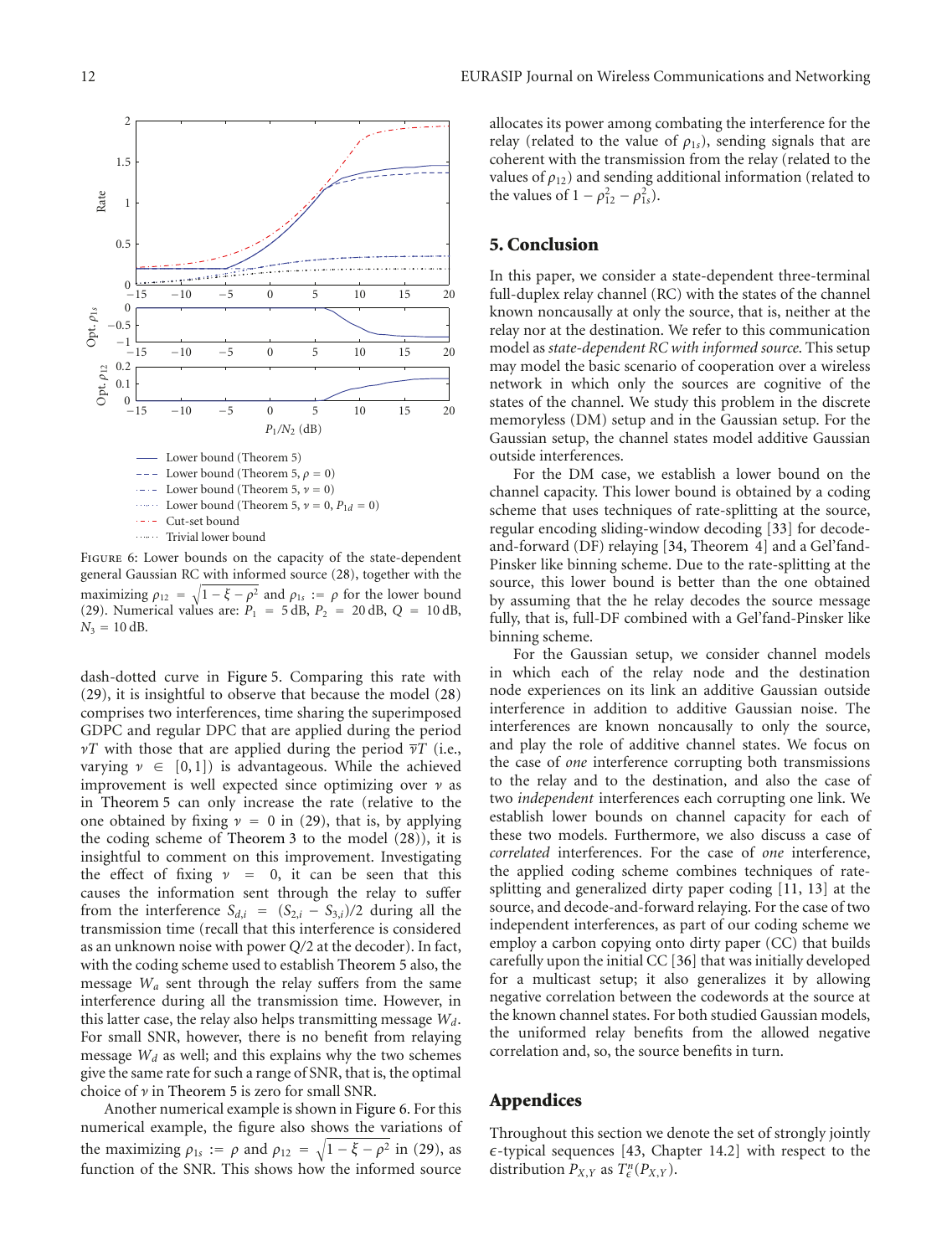Figure 6: Lower bounds on the capacity of the state-dependent general Gaussian RC with informed source (28), together with the maximizing $\rho_{12} = \sqrt{1-\xi-\rho^2}$ and $\rho_{1s} := \rho$ for the lower bound (29). Numerical values are: $P_1 = 5\,\text{dB}$, $P_2 = 20\,\text{dB}$, $Q = 10\,\text{dB}$, $N_3 = 10\,\text{dB}$.

dash-dotted curve in Figure 5. Comparing this rate with (29), it is insightful to observe that because the model (28) comprises two interferences, time sharing the superimposed GDPC and regular DPC that are applied during the period $\nu T$ with those that are applied during the period $\overline{\nu}T$ (i.e., varying $\nu \in [0, 1]$) is advantageous. While the achieved improvement is well expected since optimizing over $\nu$ as in Theorem 5 can only increase the rate (relative to the one obtained by fixing $\nu = 0$ in (29), that is, by applying the coding scheme of Theorem 3 to the model (28)), it is insightful to comment on this improvement. Investigating the effect of fixing $\nu = 0$, it can be seen that this causes the information sent through the relay to suffer from the interference $S_{d,i} = (S_{2,i} - S_{3,i})/2$ during all the transmission time (recall that this interference is considered as an unknown noise with power $Q/2$ at the decoder). In fact, with the coding scheme used to establish Theorem 5 also, the message $W_a$ sent through the relay suffers from the same interference during all the transmission time. However, in this latter case, the relay also helps transmitting message $W_d$. For small SNR, however, there is no benefit from relaying message $W_d$ as well; and this explains why the two schemes give the same rate for such a range of SNR, that is, the optimal choice of $\nu$ in Theorem 5 is zero for small SNR.

Another numerical example is shown in Figure 6. For this numerical example, the figure also shows the variations of the maximizing $\rho_{1s} := \rho$ and $\rho_{12} = \sqrt{1-\xi-\rho^2}$ in (29), as function of the SNR. This shows how the informed source allocates its power among combating the interference for the relay (related to the value of $\rho_{1s}$), sending signals that are coherent with the transmission from the relay (related to the values of $\rho_{12}$) and sending additional information (related to the values of $1 - \rho_{12}^2 - \rho_{1s}^2$).

## 5. Conclusion

In this paper, we consider a state-dependent three-terminal full-duplex relay channel (RC) with the states of the channel known noncausally at only the source, that is, neither at the relay nor at the destination. We refer to this communication model as *state-dependent RC with informed source*. This setup may model the basic scenario of cooperation over a wireless network in which only the sources are cognitive of the states of the channel. We study this problem in the discrete memoryless (DM) setup and in the Gaussian setup. For the Gaussian setup, the channel states model additive Gaussian outside interferences.

For the DM case, we establish a lower bound on the channel capacity. This lower bound is obtained by a coding scheme that uses techniques of rate-splitting at the source, regular encoding sliding-window decoding [33] for decode-and-forward (DF) relaying [34, Theorem 4] and a Gel'fand-Pinsker like binning scheme. Due to the rate-splitting at the source, this lower bound is better than the one obtained by assuming that the he relay decodes the source message fully, that is, full-DF combined with a Gel'fand-Pinsker like binning scheme.

For the Gaussian setup, we consider channel models in which each of the relay node and the destination node experiences on its link an additive Gaussian outside interference in addition to additive Gaussian noise. The interferences are known noncausally to only the source, and play the role of additive channel states. We focus on the case of *one* interference corrupting both transmissions to the relay and to the destination, and also the case of two *independent* interferences each corrupting one link. We establish lower bounds on channel capacity for each of these two models. Furthermore, we also discuss a case of *correlated* interferences. For the case of *one* interference, the applied coding scheme combines techniques of rate-splitting and generalized dirty paper coding [11, 13] at the source, and decode-and-forward relaying. For the case of two independent interferences, as part of our coding scheme we employ a carbon copying onto dirty paper (CC) that builds carefully upon the initial CC [36] that was initially developed for a multicast setup; it also generalizes it by allowing negative correlation between the codewords at the source at the known channel states. For both studied Gaussian models, the uniformed relay benefits from the allowed negative correlation and, so, the source benefits in turn.

## Appendices

Throughout this section we denote the set of strongly jointly $\epsilon$-typical sequences [43, Chapter 14.2] with respect to the distribution $P_{X,Y}$ as $T_{\epsilon}^{n}(P_{X,Y})$.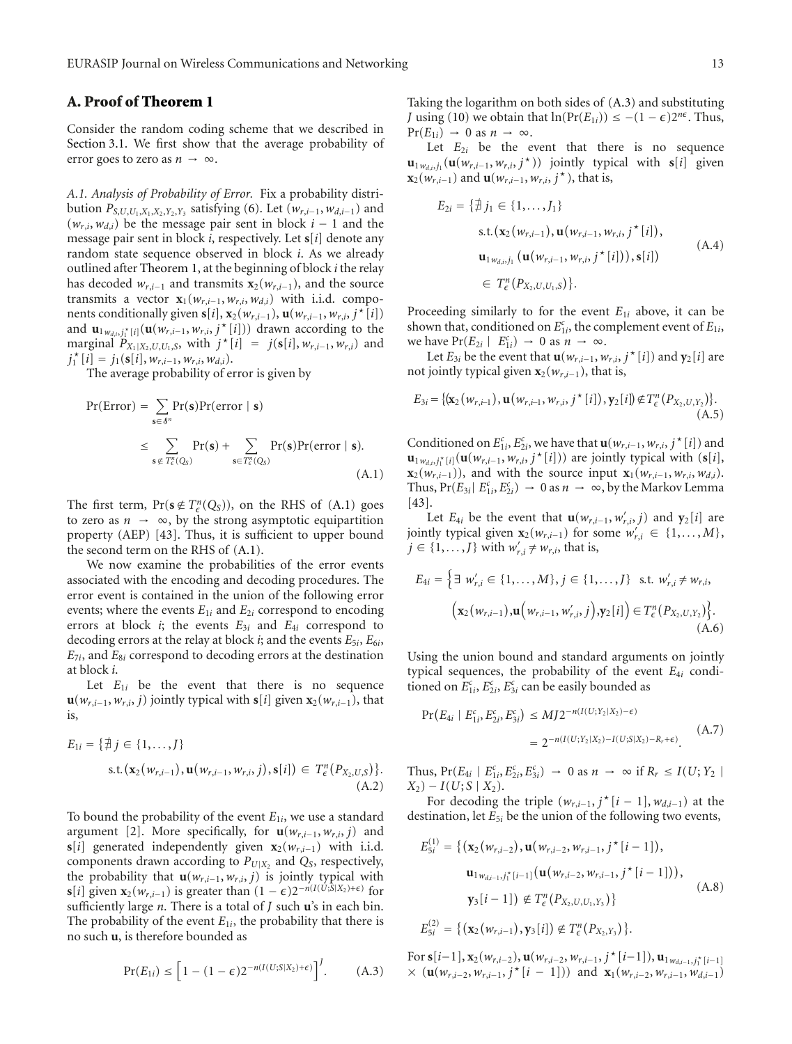## A. Proof of Theorem 1

Consider the random coding scheme that we described in Section 3.1. We first show that the average probability of error goes to zero as $n \to \infty$.

### A.1. Analysis of Probability of Error.

Fix a probability distribution $P_{S,U,U_1,X_1,X_2,Y_2,Y_3}$ satisfying (6). Let $(w_{r,i-1}, w_{d,i-1})$ and $(w_{r,i}, w_{d,i})$ be the message pair sent in block $i-1$ and the message pair sent in block $i$, respectively. Let $\mathbf{s}[i]$ denote any random state sequence observed in block $i$. As we already outlined after Theorem 1, at the beginning of block $i$ the relay has decoded $w_{r,i-1}$ and transmits $\mathbf{x}_2(w_{r,i-1})$, and the source transmits a vector $\mathbf{x}_1(w_{r,i-1}, w_{r,i}, w_{d,i})$ with i.i.d. components conditionally given $\mathbf{s}[i]$, $\mathbf{x}_2(w_{r,i-1})$, $\mathbf{u}(w_{r,i-1}, w_{r,i}, j^\star[i])$ and $\mathbf{u}_{1w_{d,i},j_1^\star[i]}(\mathbf{u}(w_{r,i-1}, w_{r,i}, j^\star[i]))$ drawn according to the marginal $P_{X_1|X_2,U,U_1,S}$, with $j^\star[i] = j(\mathbf{s}[i], w_{r,i-1}, w_{r,i})$ and $j_1^\star[i] = j_1(\mathbf{s}[i], w_{r,i-1}, w_{r,i}, w_{d,i})$.

The average probability of error is given by

$$\begin{aligned}
\Pr(\text{Error}) &= \sum_{\mathbf{s}\in\mathcal{S}^n} \Pr(\mathbf{s})\Pr(\text{error} \mid \mathbf{s}) \\
&\leq \sum_{\mathbf{s}\notin T_\epsilon^n(Q_S)} \Pr(\mathbf{s}) + \sum_{\mathbf{s}\in T_\epsilon^n(Q_S)} \Pr(\mathbf{s})\Pr(\text{error} \mid \mathbf{s}).
\end{aligned} \tag{A.1}$$

The first term, $\Pr(\mathbf{s} \notin T_\epsilon^n(Q_S))$, on the RHS of (A.1) goes to zero as $n \to \infty$, by the strong asymptotic equipartition property (AEP) [43]. Thus, it is sufficient to upper bound the second term on the RHS of (A.1).

We now examine the probabilities of the error events associated with the encoding and decoding procedures. The error event is contained in the union of the following error events; where the events $E_{1i}$ and $E_{2i}$ correspond to encoding errors at block $i$; the events $E_{3i}$ and $E_{4i}$ correspond to decoding errors at the relay at block $i$; and the events $E_{5i}$, $E_{6i}$, $E_{7i}$, and $E_{8i}$ correspond to decoding errors at the destination at block $i$.

Let $E_{1i}$ be the event that there is no sequence $\mathbf{u}(w_{r,i-1}, w_{r,i}, j)$ jointly typical with $\mathbf{s}[i]$ given $\mathbf{x}_2(w_{r,i-1})$, that is,

$$\begin{aligned}
E_{1i} = \{&\nexists\, j \in \{1,\ldots,J\} \\
&\text{s.t.}\, (\mathbf{x}_2(w_{r,i-1}), \mathbf{u}(w_{r,i-1}, w_{r,i}, j), \mathbf{s}[i]) \in T_\epsilon^n(P_{X_2,U,S})\}.
\end{aligned} \tag{A.2}$$

To bound the probability of the event $E_{1i}$, we use a standard argument [2]. More specifically, for $\mathbf{u}(w_{r,i-1}, w_{r,i}, j)$ and $\mathbf{s}[i]$ generated independently given $\mathbf{x}_2(w_{r,i-1})$ with i.i.d. components drawn according to $P_{U|X_2}$ and $Q_S$, respectively, the probability that $\mathbf{u}(w_{r,i-1}, w_{r,i}, j)$ is jointly typical with $\mathbf{s}[i]$ given $\mathbf{x}_2(w_{r,i-1})$ is greater than $(1-\epsilon)2^{-n(I(U;S|X_2)+\epsilon)}$ for sufficiently large $n$. There is a total of $J$ such $\mathbf{u}$'s in each bin. The probability of the event $E_{1i}$, the probability that there is no such $\mathbf{u}$, is therefore bounded as

$$\Pr(E_{1i}) \leq \left[1 - (1-\epsilon)2^{-n(I(U;S|X_2)+\epsilon)}\right]^J. \tag{A.3}$$

Taking the logarithm on both sides of (A.3) and substituting $J$ using (10) we obtain that $\ln(\Pr(E_{1i})) \leq -(1-\epsilon)2^{n\epsilon}$. Thus, $\Pr(E_{1i}) \to 0$ as $n \to \infty$.

Let $E_{2i}$ be the event that there is no sequence $\mathbf{u}_{1w_{d,i}j_1}(\mathbf{u}(w_{r,i-1}, w_{r,i}, j^\star))$ jointly typical with $\mathbf{s}[i]$ given $\mathbf{x}_2(w_{r,i-1})$ and $\mathbf{u}(w_{r,i-1}, w_{r,i}, j^\star)$, that is,

$$\begin{aligned}
E_{2i} = \{&\nexists\, j_1 \in \{1,\ldots,J_1\} \\
&\text{s.t.}\, (\mathbf{x}_2(w_{r,i-1}), \mathbf{u}(w_{r,i-1}, w_{r,i}, j^\star[i]), \\
&\quad \mathbf{u}_{1w_{d,i}j_1}(\mathbf{u}(w_{r,i-1}, w_{r,i}, j^\star[i])), \mathbf{s}[i]) \\
&\quad \in T_\epsilon^n(P_{X_2,U,U_1,S})\}.
\end{aligned} \tag{A.4}$$

Proceeding similarly to for the event $E_{1i}$ above, it can be shown that, conditioned on $E_{1i}^c$, the complement event of $E_{1i}$, we have $\Pr(E_{2i} \mid E_{1i}^c) \to 0$ as $n \to \infty$.

Let $E_{3i}$ be the event that $\mathbf{u}(w_{r,i-1}, w_{r,i}, j^\star[i])$ and $\mathbf{y}_2[i]$ are not jointly typical given $\mathbf{x}_2(w_{r,i-1})$, that is,

$$E_{3i} = \{(\mathbf{x}_2(w_{r,i-1}), \mathbf{u}(w_{r,i-1}, w_{r,i}, j^\star[i]), \mathbf{y}_2[i]) \notin T_\epsilon^n(P_{X_2,U,Y_2})\}. \tag{A.5}$$

Conditioned on $E_{1i}^c, E_{2i}^c$, we have that $\mathbf{u}(w_{r,i-1}, w_{r,i}, j^\star[i])$ and $\mathbf{u}_{1w_{d,i}j_1^\star[i]}(\mathbf{u}(w_{r,i-1}, w_{r,i}, j^\star[i]))$ are jointly typical with $(\mathbf{s}[i], \mathbf{x}_2(w_{r,i-1}))$, and with the source input $\mathbf{x}_1(w_{r,i-1}, w_{r,i}, w_{d,i})$. Thus, $\Pr(E_{3i} \mid E_{1i}^c, E_{2i}^c) \to 0$ as $n \to \infty$, by the Markov Lemma [43].

Let $E_{4i}$ be the event that $\mathbf{u}(w_{r,i-1}, w'_{r,i}, j)$ and $\mathbf{y}_2[i]$ are jointly typical given $\mathbf{x}_2(w_{r,i-1})$ for some $w'_{r,i} \in \{1,\ldots,M\}$, $j \in \{1,\ldots,J\}$ with $w'_{r,i} \neq w_{r,i}$, that is,

$$\begin{aligned}
E_{4i} = \Big\{&\exists\, w'_{r,i} \in \{1,\ldots,M\}, j \in \{1,\ldots,J\} \;\text{ s.t. } w'_{r,i} \neq w_{r,i}, \\
&\Big(\mathbf{x}_2(w_{r,i-1}), \mathbf{u}\Big(w_{r,i-1}, w'_{r,i}, j\Big), \mathbf{y}_2[i]\Big) \in T_\epsilon^n(P_{X_2,U,Y_2})\Big\}.
\end{aligned} \tag{A.6}$$

Using the union bound and standard arguments on jointly typical sequences, the probability of the event $E_{4i}$ conditioned on $E_{1i}^c, E_{2i}^c, E_{3i}^c$ can be easily bounded as

$$\begin{aligned}
\Pr(E_{4i} \mid E_{1i}^c, E_{2i}^c, E_{3i}^c) &\leq MJ2^{-n(I(U;Y_2|X_2)-\epsilon)} \\
&= 2^{-n(I(U;Y_2|X_2)-I(U;S|X_2)-R_r+\epsilon)}.
\end{aligned} \tag{A.7}$$

Thus, $\Pr(E_{4i} \mid E_{1i}^c, E_{2i}^c, E_{3i}^c) \to 0$ as $n \to \infty$ if $R_r \leq I(U;Y_2 \mid X_2) - I(U;S \mid X_2)$.

For decoding the triple $(w_{r,i-1}, j^\star[i-1], w_{d,i-1})$ at the destination, let $E_{5i}$ be the union of the following two events,

$$\begin{aligned}
E_{5i}^{(1)} = \{&(\mathbf{x}_2(w_{r,i-2}), \mathbf{u}(w_{r,i-2}, w_{r,i-1}, j^\star[i-1]), \\
&\mathbf{u}_{1w_{d,i-1},j_1^\star[i-1]}(\mathbf{u}(w_{r,i-2}, w_{r,i-1}, j^\star[i-1])), \\
&\mathbf{y}_3[i-1]) \notin T_\epsilon^n(P_{X_2,U,U_1,Y_3})\} \\
E_{5i}^{(2)} = \{&(\mathbf{x}_2(w_{r,i-1}), \mathbf{y}_3[i]) \notin T_\epsilon^n(P_{X_2,Y_3})\}.
\end{aligned} \tag{A.8}$$

For $\mathbf{s}[i-1]$, $\mathbf{x}_2(w_{r,i-2})$, $\mathbf{u}(w_{r,i-2}, w_{r,i-1}, j^\star[i-1])$, $\mathbf{u}_{1w_{d,i-1},j_1^\star[i-1]} \times (\mathbf{u}(w_{r,i-2}, w_{r,i-1}, j^\star[i-1]))$ and $\mathbf{x}_1(w_{r,i-2}, w_{r,i-1}, w_{d,i-1})$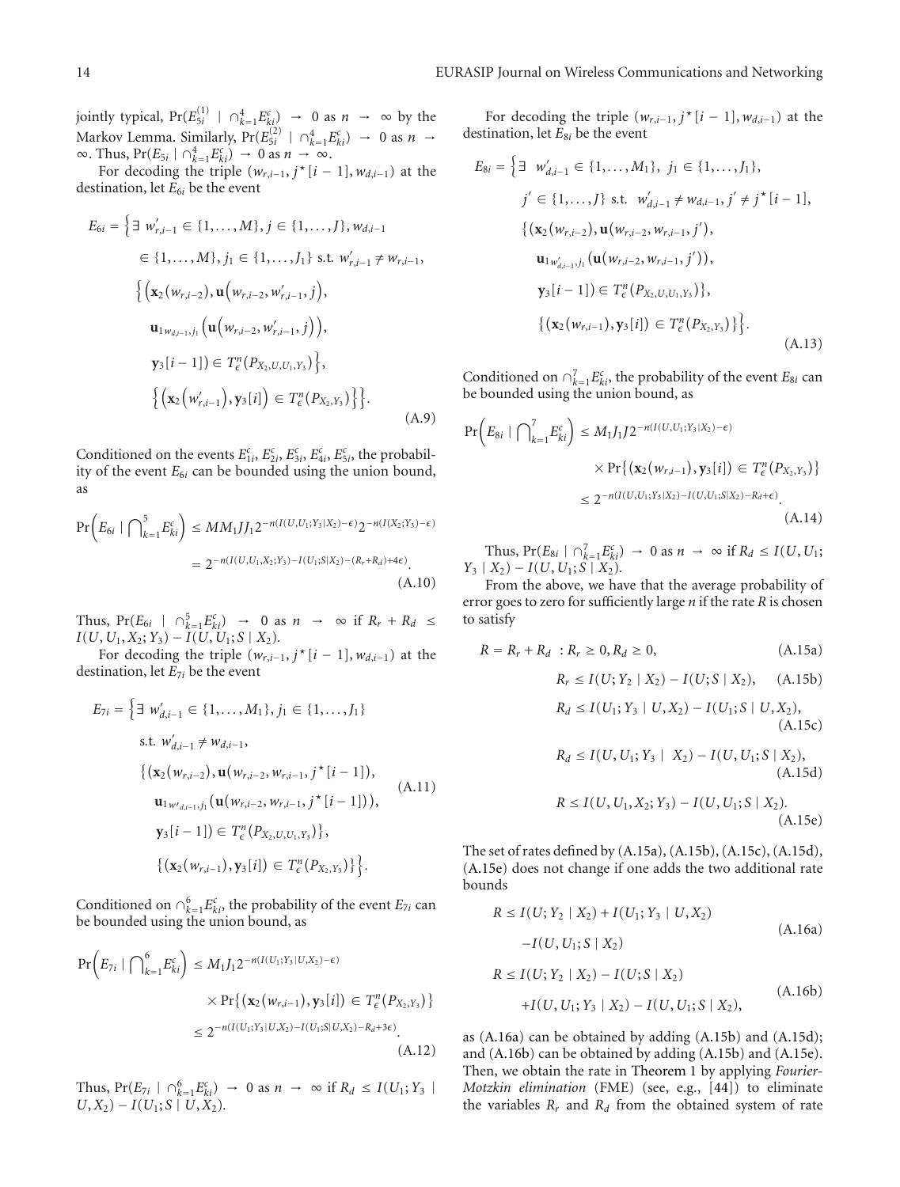jointly typical, $\Pr(E_{5i}^{(1)} \mid \cap_{k=1}^{4} E_{ki}^c) \to 0$ as $n \to \infty$ by the Markov Lemma. Similarly, $\Pr(E_{5i}^{(2)} \mid \cap_{k=1}^{4} E_{ki}^c) \to 0$ as $n \to \infty$. Thus, $\Pr(E_{5i} \mid \cap_{k=1}^{4} E_{ki}^c) \to 0$ as $n \to \infty$.

For decoding the triple $(w_{r,i-1}, j^\star[i-1], w_{d,i-1})$ at the destination, let $E_{6i}$ be the event

$$
\begin{aligned}
E_{6i} = \Big\{ &\exists\ w'_{r,i-1} \in \{1,\ldots,M\},\ j \in \{1,\ldots,J\},\ w_{d,i-1} \\
&\in \{1,\ldots,M\},\ j_1 \in \{1,\ldots,J_1\}\ \text{s.t.}\ w'_{r,i-1} \neq w_{r,i-1}, \\
&\Big\{ \Big(\mathbf{x}_2(w_{r,i-2}), \mathbf{u}\Big(w_{r,i-2}, w'_{r,i-1}, j\Big), \\
&\quad \mathbf{u}_{1w_{d,i-1},j_1}\Big(\mathbf{u}\Big(w_{r,i-2}, w'_{r,i-1}, j\Big)\Big), \\
&\quad \mathbf{y}_3[i-1]\Big) \in T_\epsilon^n\big(P_{X_2,U,U_1,Y_3}\big)\Big\}, \\
&\Big\{ \Big(\mathbf{x}_2\Big(w'_{r,i-1}\Big), \mathbf{y}_3[i]\Big) \in T_\epsilon^n\big(P_{X_2,Y_3}\big)\Big\}\Big\}.
\end{aligned} \tag{A.9}
$$

Conditioned on the events $E_{1i}^c, E_{2i}^c, E_{3i}^c, E_{4i}^c, E_{5i}^c$, the probability of the event $E_{6i}$ can be bounded using the union bound, as

$$
\begin{aligned}
\Pr\Big(E_{6i} \mid \bigcap_{k=1}^{5} E_{ki}^c\Big) &\leq M M_1 J J_1 2^{-n(I(U,U_1;Y_3|X_2)-\epsilon)} 2^{-n(I(X_2;Y_3)-\epsilon)} \\
&= 2^{-n(I(U,U_1,X_2;Y_3)-I(U_1;S|X_2)-(R_r+R_d)+4\epsilon)}.
\end{aligned} \tag{A.10}
$$

Thus, $\Pr(E_{6i} \mid \cap_{k=1}^{5} E_{ki}^c) \to 0$ as $n \to \infty$ if $R_r + R_d \leq I(U,U_1,X_2;Y_3) - I(U,U_1;S \mid X_2)$.

For decoding the triple $(w_{r,i-1}, j^\star[i-1], w_{d,i-1})$ at the destination, let $E_{7i}$ be the event

$$
\begin{aligned}
E_{7i} = \Big\{ &\exists\ w'_{d,i-1} \in \{1,\ldots,M_1\},\ j_1 \in \{1,\ldots,J_1\} \\
&\text{s.t.}\ w'_{d,i-1} \neq w_{d,i-1}, \\
&\big\{ \big(\mathbf{x}_2(w_{r,i-2}), \mathbf{u}(w_{r,i-2}, w_{r,i-1}, j^\star[i-1]), \\
&\quad \mathbf{u}_{1w'_{d,i-1},j_1}(\mathbf{u}(w_{r,i-2}, w_{r,i-1}, j^\star[i-1])), \\
&\quad \mathbf{y}_3[i-1]\big) \in T_\epsilon^n\big(P_{X_2,U,U_1,Y_3}\big)\big\}, \\
&\big\{ (\mathbf{x}_2(w_{r,i-1}), \mathbf{y}_3[i]) \in T_\epsilon^n\big(P_{X_2,Y_3}\big)\big\}\Big\}.
\end{aligned} \tag{A.11}
$$

Conditioned on $\cap_{k=1}^{6} E_{ki}^c$, the probability of the event $E_{7i}$ can be bounded using the union bound, as

$$
\begin{aligned}
\Pr\Big(E_{7i} \mid \bigcap_{k=1}^{6} E_{ki}^c\Big) &\leq M_1 J_1 2^{-n(I(U_1;Y_3|U,X_2)-\epsilon)} \\
&\quad \times \Pr\{(\mathbf{x}_2(w_{r,i-1}), \mathbf{y}_3[i]) \in T_\epsilon^n(P_{X_2,Y_3})\} \\
&\leq 2^{-n(I(U_1;Y_3|U,X_2)-I(U_1;S|U,X_2)-R_d+3\epsilon)}.
\end{aligned} \tag{A.12}
$$

Thus, $\Pr(E_{7i} \mid \cap_{k=1}^{6} E_{ki}^c) \to 0$ as $n \to \infty$ if $R_d \leq I(U_1;Y_3 \mid U,X_2) - I(U_1;S \mid U,X_2)$.

For decoding the triple $(w_{r,i-1}, j^\star[i-1], w_{d,i-1})$ at the destination, let $E_{8i}$ be the event

$$
\begin{aligned}
E_{8i} = \Big\{ &\exists\ w'_{d,i-1} \in \{1,\ldots,M_1\},\ j_1 \in \{1,\ldots,J_1\}, \\
&j' \in \{1,\ldots,J\}\ \text{s.t.}\ w'_{d,i-1} \neq w_{d,i-1},\ j' \neq j^\star[i-1], \\
&\big\{ \big(\mathbf{x}_2(w_{r,i-2}), \mathbf{u}(w_{r,i-2}, w_{r,i-1}, j'), \\
&\quad \mathbf{u}_{1w'_{d,i-1},j_1}(\mathbf{u}(w_{r,i-2}, w_{r,i-1}, j')), \\
&\quad \mathbf{y}_3[i-1]\big) \in T_\epsilon^n\big(P_{X_2,U,U_1,Y_3}\big)\big\}, \\
&\big\{ (\mathbf{x}_2(w_{r,i-1}), \mathbf{y}_3[i]) \in T_\epsilon^n\big(P_{X_2,Y_3}\big)\big\}\Big\}.
\end{aligned} \tag{A.13}
$$

Conditioned on $\cap_{k=1}^{7} E_{ki}^c$, the probability of the event $E_{8i}$ can be bounded using the union bound, as

$$
\begin{aligned}
\Pr\Big(E_{8i} \mid \bigcap_{k=1}^{7} E_{ki}^c\Big) &\leq M_1 J_1 J 2^{-n(I(U,U_1;Y_3|X_2)-\epsilon)} \\
&\quad \times \Pr\{(\mathbf{x}_2(w_{r,i-1}), \mathbf{y}_3[i]) \in T_\epsilon^n(P_{X_2,Y_3})\} \\
&\leq 2^{-n(I(U,U_1;Y_3|X_2)-I(U,U_1;S|X_2)-R_d+\epsilon)}.
\end{aligned} \tag{A.14}
$$

Thus, $\Pr(E_{8i} \mid \cap_{k=1}^{7} E_{ki}^c) \to 0$ as $n \to \infty$ if $R_d \leq I(U,U_1;Y_3 \mid X_2) - I(U,U_1;S \mid X_2)$.

From the above, we have that the average probability of error goes to zero for sufficiently large $n$ if the rate $R$ is chosen to satisfy

$$
R = R_r + R_d\ : R_r \geq 0, R_d \geq 0, \tag{A.15a}
$$

$$
R_r \leq I(U;Y_2 \mid X_2) - I(U;S \mid X_2), \tag{A.15b}
$$

$$
R_d \leq I(U_1;Y_3 \mid U,X_2) - I(U_1;S \mid U,X_2), \tag{A.15c}
$$

$$
R_d \leq I(U,U_1;Y_3 \mid X_2) - I(U,U_1;S \mid X_2), \tag{A.15d}
$$

$$
R \leq I(U,U_1,X_2;Y_3) - I(U,U_1;S \mid X_2). \tag{A.15e}
$$

The set of rates defined by (A.15a), (A.15b), (A.15c), (A.15d), (A.15e) does not change if one adds the two additional rate bounds

$$
\begin{aligned}
R \leq\ &I(U;Y_2 \mid X_2) + I(U_1;Y_3 \mid U,X_2) \\
&-I(U,U_1;S \mid X_2)
\end{aligned} \tag{A.16a}
$$

$$
\begin{aligned}
R \leq\ &I(U;Y_2 \mid X_2) - I(U;S \mid X_2) \\
&+I(U,U_1;Y_3 \mid X_2) - I(U,U_1;S \mid X_2),
\end{aligned} \tag{A.16b}
$$

as (A.16a) can be obtained by adding (A.15b) and (A.15d); and (A.16b) can be obtained by adding (A.15b) and (A.15e). Then, we obtain the rate in Theorem 1 by applying *Fourier-Motzkin elimination* (FME) (see, e.g., [44]) to eliminate the variables $R_r$ and $R_d$ from the obtained system of rate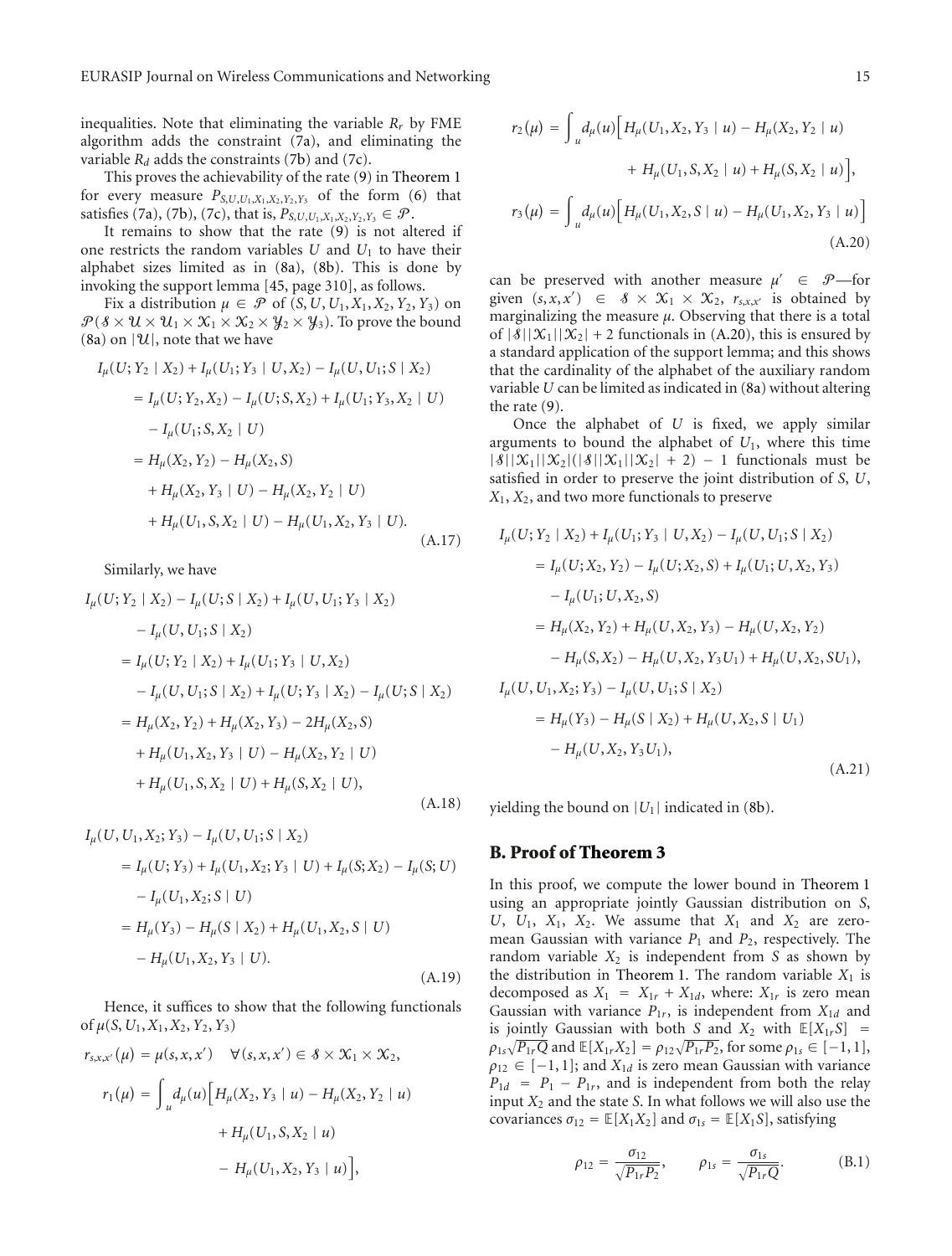inequalities. Note that eliminating the variable $R_r$ by FME algorithm adds the constraint (7a), and eliminating the variable $R_d$ adds the constraints (7b) and (7c).

This proves the achievability of the rate (9) in Theorem 1 for every measure $P_{S,U,U_1,X_1,X_2,Y_2,Y_3}$ of the form (6) that satisfies (7a), (7b), (7c), that is, $P_{S,U,U_1,X_1,X_2,Y_2,Y_3} \in \mathcal{P}$.

It remains to show that the rate (9) is not altered if one restricts the random variables $U$ and $U_1$ to have their alphabet sizes limited as in (8a), (8b). This is done by invoking the support lemma [45, page 310], as follows.

Fix a distribution $\mu \in \mathcal{P}$ of $(S, U, U_1, X_1, X_2, Y_2, Y_3)$ on $\mathcal{P}(\mathcal{S} \times \mathcal{U} \times \mathcal{U}_1 \times \mathcal{X}_1 \times \mathcal{X}_2 \times \mathcal{Y}_2 \times \mathcal{Y}_3)$. To prove the bound (8a) on $|\mathcal{U}|$, note that we have

$$\begin{aligned} I_\mu(U; Y_2 \mid X_2) &+ I_\mu(U_1; Y_3 \mid U, X_2) - I_\mu(U, U_1; S \mid X_2) \\ &= I_\mu(U; Y_2, X_2) - I_\mu(U; S, X_2) + I_\mu(U_1; Y_3, X_2 \mid U) \\ &\quad - I_\mu(U_1; S, X_2 \mid U) \\ &= H_\mu(X_2, Y_2) - H_\mu(X_2, S) \\ &\quad + H_\mu(X_2, Y_3 \mid U) - H_\mu(X_2, Y_2 \mid U) \\ &\quad + H_\mu(U_1, S, X_2 \mid U) - H_\mu(U_1, X_2, Y_3 \mid U). \end{aligned} \tag{A.17}$$

Similarly, we have

$$\begin{aligned} I_\mu(U; Y_2 \mid X_2) &- I_\mu(U; S \mid X_2) + I_\mu(U, U_1; Y_3 \mid X_2) \\ &- I_\mu(U, U_1; S \mid X_2) \\ &= I_\mu(U; Y_2 \mid X_2) + I_\mu(U_1; Y_3 \mid U, X_2) \\ &\quad - I_\mu(U, U_1; S \mid X_2) + I_\mu(U; Y_3 \mid X_2) - I_\mu(U; S \mid X_2) \\ &= H_\mu(X_2, Y_2) + H_\mu(X_2, Y_3) - 2H_\mu(X_2, S) \\ &\quad + H_\mu(U_1, X_2, Y_3 \mid U) - H_\mu(X_2, Y_2 \mid U) \\ &\quad + H_\mu(U_1, S, X_2 \mid U) + H_\mu(S, X_2 \mid U), \end{aligned} \tag{A.18}$$

$$\begin{aligned} I_\mu(U, U_1, X_2; Y_3) &- I_\mu(U, U_1; S \mid X_2) \\ &= I_\mu(U; Y_3) + I_\mu(U_1, X_2; Y_3 \mid U) + I_\mu(S; X_2) - I_\mu(S; U) \\ &\quad - I_\mu(U_1, X_2; S \mid U) \\ &= H_\mu(Y_3) - H_\mu(S \mid X_2) + H_\mu(U_1, X_2, S \mid U) \\ &\quad - H_\mu(U_1, X_2, Y_3 \mid U). \end{aligned} \tag{A.19}$$

Hence, it suffices to show that the following functionals of $\mu(S, U_1, X_1, X_2, Y_2, Y_3)$

$$\begin{aligned} r_{s,x,x'}(\mu) &= \mu(s, x, x') \quad \forall (s, x, x') \in \mathcal{S} \times \mathcal{X}_1 \times \mathcal{X}_2, \\ r_1(\mu) &= \int_u d_\mu(u) \Big[ H_\mu(X_2, Y_3 \mid u) - H_\mu(X_2, Y_2 \mid u) \\ &\qquad + H_\mu(U_1, S, X_2 \mid u) \\ &\qquad - H_\mu(U_1, X_2, Y_3 \mid u) \Big], \\ r_2(\mu) &= \int_u d_\mu(u) \Big[ H_\mu(U_1, X_2, Y_3 \mid u) - H_\mu(X_2, Y_2 \mid u) \\ &\qquad + H_\mu(U_1, S, X_2 \mid u) + H_\mu(S, X_2 \mid u) \Big], \\ r_3(\mu) &= \int_u d_\mu(u) \Big[ H_\mu(U_1, X_2, S \mid u) - H_\mu(U_1, X_2, Y_3 \mid u) \Big] \end{aligned} \tag{A.20}$$

can be preserved with another measure $\mu' \in \mathcal{P}$—for given $(s, x, x') \in \mathcal{S} \times \mathcal{X}_1 \times \mathcal{X}_2$, $r_{s,x,x'}$ is obtained by marginalizing the measure $\mu$. Observing that there is a total of $|\mathcal{S}||\mathcal{X}_1||\mathcal{X}_2| + 2$ functionals in (A.20), this is ensured by a standard application of the support lemma; and this shows that the cardinality of the alphabet of the auxiliary random variable $U$ can be limited as indicated in (8a) without altering the rate (9).

Once the alphabet of $U$ is fixed, we apply similar arguments to bound the alphabet of $U_1$, where this time $|\mathcal{S}||\mathcal{X}_1||\mathcal{X}_2|(|\mathcal{S}||\mathcal{X}_1||\mathcal{X}_2| + 2) - 1$ functionals must be satisfied in order to preserve the joint distribution of $S$, $U$, $X_1$, $X_2$, and two more functionals to preserve

$$\begin{aligned} I_\mu(U; Y_2 \mid X_2) &+ I_\mu(U_1; Y_3 \mid U, X_2) - I_\mu(U, U_1; S \mid X_2) \\ &= I_\mu(U; X_2, Y_2) - I_\mu(U; X_2, S) + I_\mu(U_1; U, X_2, Y_3) \\ &\quad - I_\mu(U_1; U, X_2, S) \\ &= H_\mu(X_2, Y_2) + H_\mu(U, X_2, Y_3) - H_\mu(U, X_2, Y_2) \\ &\quad - H_\mu(S, X_2) - H_\mu(U, X_2, Y_3 U_1) + H_\mu(U, X_2, S U_1), \\ I_\mu(U, U_1, X_2; Y_3) &- I_\mu(U, U_1; S \mid X_2) \\ &= H_\mu(Y_3) - H_\mu(S \mid X_2) + H_\mu(U, X_2, S \mid U_1) \\ &\quad - H_\mu(U, X_2, Y_3 U_1), \end{aligned} \tag{A.21}$$

yielding the bound on $|U_1|$ indicated in (8b).

## B. Proof of Theorem 3

In this proof, we compute the lower bound in Theorem 1 using an appropriate jointly Gaussian distribution on $S$, $U$, $U_1$, $X_1$, $X_2$. We assume that $X_1$ and $X_2$ are zero-mean Gaussian with variance $P_1$ and $P_2$, respectively. The random variable $X_2$ is independent from $S$ as shown by the distribution in Theorem 1. The random variable $X_1$ is decomposed as $X_1 = X_{1r} + X_{1d}$, where: $X_{1r}$ is zero mean Gaussian with variance $P_{1r}$, is independent from $X_{1d}$ and is jointly Gaussian with both $S$ and $X_2$ with $\mathbb{E}[X_{1r}S] = \rho_{1s}\sqrt{P_{1r}Q}$ and $\mathbb{E}[X_{1r}X_2] = \rho_{12}\sqrt{P_{1r}P_2}$, for some $\rho_{1s} \in [-1, 1]$, $\rho_{12} \in [-1, 1]$; and $X_{1d}$ is zero mean Gaussian with variance $P_{1d} = P_1 - P_{1r}$, and is independent from both the relay input $X_2$ and the state $S$. In what follows we will also use the covariances $\sigma_{12} = \mathbb{E}[X_1 X_2]$ and $\sigma_{1s} = \mathbb{E}[X_1 S]$, satisfying

$$\rho_{12} = \frac{\sigma_{12}}{\sqrt{P_{1r}P_2}}, \qquad \rho_{1s} = \frac{\sigma_{1s}}{\sqrt{P_{1r}Q}}. \tag{B.1}$$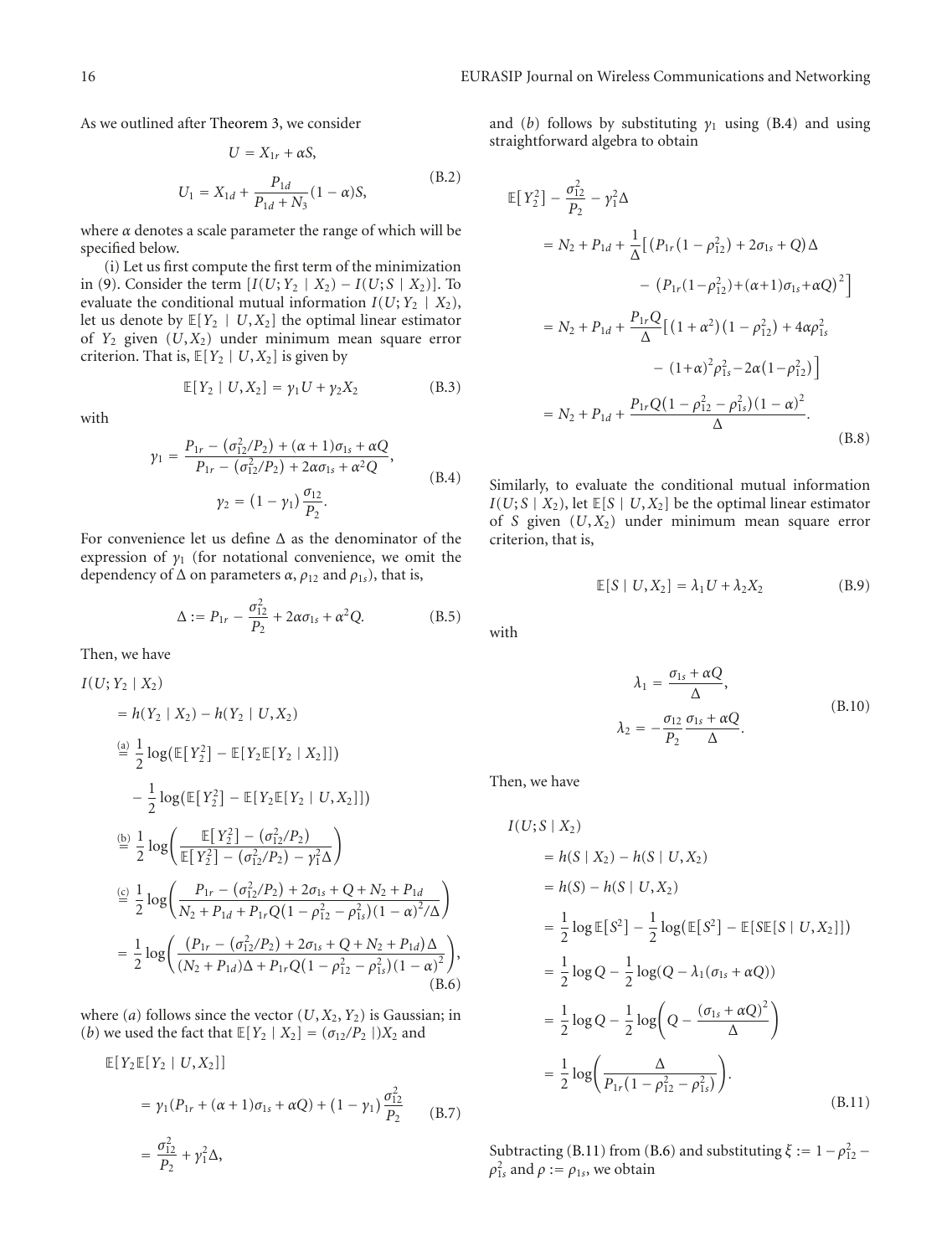As we outlined after Theorem 3, we consider

$$
\begin{aligned}
U &= X_{1r} + \alpha S, \\
U_1 &= X_{1d} + \frac{P_{1d}}{P_{1d} + N_3}(1-\alpha)S,
\end{aligned}
\tag{B.2}
$$

where $\alpha$ denotes a scale parameter the range of which will be specified below.

(i) Let us first compute the first term of the minimization in (9). Consider the term $[I(U; Y_2 \mid X_2) - I(U; S \mid X_2)]$. To evaluate the conditional mutual information $I(U; Y_2 \mid X_2)$, let us denote by $\mathbb{E}[Y_2 \mid U, X_2]$ the optimal linear estimator of $Y_2$ given $(U, X_2)$ under minimum mean square error criterion. That is, $\mathbb{E}[Y_2 \mid U, X_2]$ is given by

$$
\mathbb{E}[Y_2 \mid U, X_2] = \gamma_1 U + \gamma_2 X_2 \tag{B.3}
$$

with

$$
\begin{aligned}
\gamma_1 &= \frac{P_{1r} - (\sigma_{12}^2/P_2) + (\alpha+1)\sigma_{1s} + \alpha Q}{P_{1r} - (\sigma_{12}^2/P_2) + 2\alpha\sigma_{1s} + \alpha^2 Q}, \\
\gamma_2 &= (1-\gamma_1)\frac{\sigma_{12}}{P_2}.
\end{aligned}
\tag{B.4}
$$

For convenience let us define $\Delta$ as the denominator of the expression of $\gamma_1$ (for notational convenience, we omit the dependency of $\Delta$ on parameters $\alpha$, $\rho_{12}$ and $\rho_{1s}$), that is,

$$
\Delta := P_{1r} - \frac{\sigma_{12}^2}{P_2} + 2\alpha\sigma_{1s} + \alpha^2 Q. \tag{B.5}
$$

Then, we have

$$
\begin{aligned}
I(U; Y_2 \mid X_2) &= h(Y_2 \mid X_2) - h(Y_2 \mid U, X_2) \\
&\overset{(a)}{=} \frac{1}{2}\log\left(\mathbb{E}[Y_2^2] - \mathbb{E}[Y_2 \mathbb{E}[Y_2 \mid X_2]]\right) \\
&\quad - \frac{1}{2}\log\left(\mathbb{E}[Y_2^2] - \mathbb{E}[Y_2 \mathbb{E}[Y_2 \mid U, X_2]]\right) \\
&\overset{(b)}{=} \frac{1}{2}\log\left(\frac{\mathbb{E}[Y_2^2] - (\sigma_{12}^2/P_2)}{\mathbb{E}[Y_2^2] - (\sigma_{12}^2/P_2) - \gamma_1^2\Delta}\right) \\
&\overset{(c)}{=} \frac{1}{2}\log\left(\frac{P_{1r} - (\sigma_{12}^2/P_2) + 2\sigma_{1s} + Q + N_2 + P_{1d}}{N_2 + P_{1d} + P_{1r}Q(1-\rho_{12}^2-\rho_{1s}^2)(1-\alpha)^2/\Delta}\right) \\
&= \frac{1}{2}\log\left(\frac{(P_{1r} - (\sigma_{12}^2/P_2) + 2\sigma_{1s} + Q + N_2 + P_{1d})\Delta}{(N_2 + P_{1d})\Delta + P_{1r}Q(1-\rho_{12}^2-\rho_{1s}^2)(1-\alpha)^2}\right),
\end{aligned}
\tag{B.6}
$$

where $(a)$ follows since the vector $(U, X_2, Y_2)$ is Gaussian; in $(b)$ we used the fact that $\mathbb{E}[Y_2 \mid X_2] = (\sigma_{12}/P_2)X_2$ and

$$
\begin{aligned}
\mathbb{E}[Y_2 \mathbb{E}[Y_2 \mid U, X_2]] &= \gamma_1(P_{1r} + (\alpha+1)\sigma_{1s} + \alpha Q) + (1-\gamma_1)\frac{\sigma_{12}^2}{P_2} \\
&= \frac{\sigma_{12}^2}{P_2} + \gamma_1^2\Delta,
\end{aligned}
\tag{B.7}
$$

and $(b)$ follows by substituting $\gamma_1$ using (B.4) and using straightforward algebra to obtain

$$
\begin{aligned}
\mathbb{E}[Y_2^2] - \frac{\sigma_{12}^2}{P_2} - \gamma_1^2\Delta
&= N_2 + P_{1d} + \frac{1}{\Delta}\Big[(P_{1r}(1-\rho_{12}^2) + 2\sigma_{1s} + Q)\Delta \\
&\quad - (P_{1r}(1-\rho_{12}^2) + (\alpha+1)\sigma_{1s} + \alpha Q)^2\Big] \\
&= N_2 + P_{1d} + \frac{P_{1r}Q}{\Delta}\Big[(1+\alpha^2)(1-\rho_{12}^2) + 4\alpha\rho_{1s}^2 \\
&\quad - (1+\alpha)^2\rho_{1s}^2 - 2\alpha(1-\rho_{12}^2)\Big] \\
&= N_2 + P_{1d} + \frac{P_{1r}Q(1-\rho_{12}^2-\rho_{1s}^2)(1-\alpha)^2}{\Delta}.
\end{aligned}
\tag{B.8}
$$

Similarly, to evaluate the conditional mutual information $I(U; S \mid X_2)$, let $\mathbb{E}[S \mid U, X_2]$ be the optimal linear estimator of $S$ given $(U, X_2)$ under minimum mean square error criterion, that is,

$$
\mathbb{E}[S \mid U, X_2] = \lambda_1 U + \lambda_2 X_2 \tag{B.9}
$$

with

$$
\begin{aligned}
\lambda_1 &= \frac{\sigma_{1s} + \alpha Q}{\Delta}, \\
\lambda_2 &= -\frac{\sigma_{12}}{P_2}\frac{\sigma_{1s} + \alpha Q}{\Delta}.
\end{aligned}
\tag{B.10}
$$

Then, we have

$$
\begin{aligned}
I(U; S \mid X_2) &= h(S \mid X_2) - h(S \mid U, X_2) \\
&= h(S) - h(S \mid U, X_2) \\
&= \frac{1}{2}\log\mathbb{E}[S^2] - \frac{1}{2}\log\left(\mathbb{E}[S^2] - \mathbb{E}[S\mathbb{E}[S \mid U, X_2]]\right) \\
&= \frac{1}{2}\log Q - \frac{1}{2}\log\left(Q - \lambda_1(\sigma_{1s} + \alpha Q)\right) \\
&= \frac{1}{2}\log Q - \frac{1}{2}\log\left(Q - \frac{(\sigma_{1s} + \alpha Q)^2}{\Delta}\right) \\
&= \frac{1}{2}\log\left(\frac{\Delta}{P_{1r}(1-\rho_{12}^2-\rho_{1s}^2)}\right).
\end{aligned}
\tag{B.11}
$$

Subtracting (B.11) from (B.6) and substituting $\xi := 1 - \rho_{12}^2 - \rho_{1s}^2$ and $\rho := \rho_{1s}$, we obtain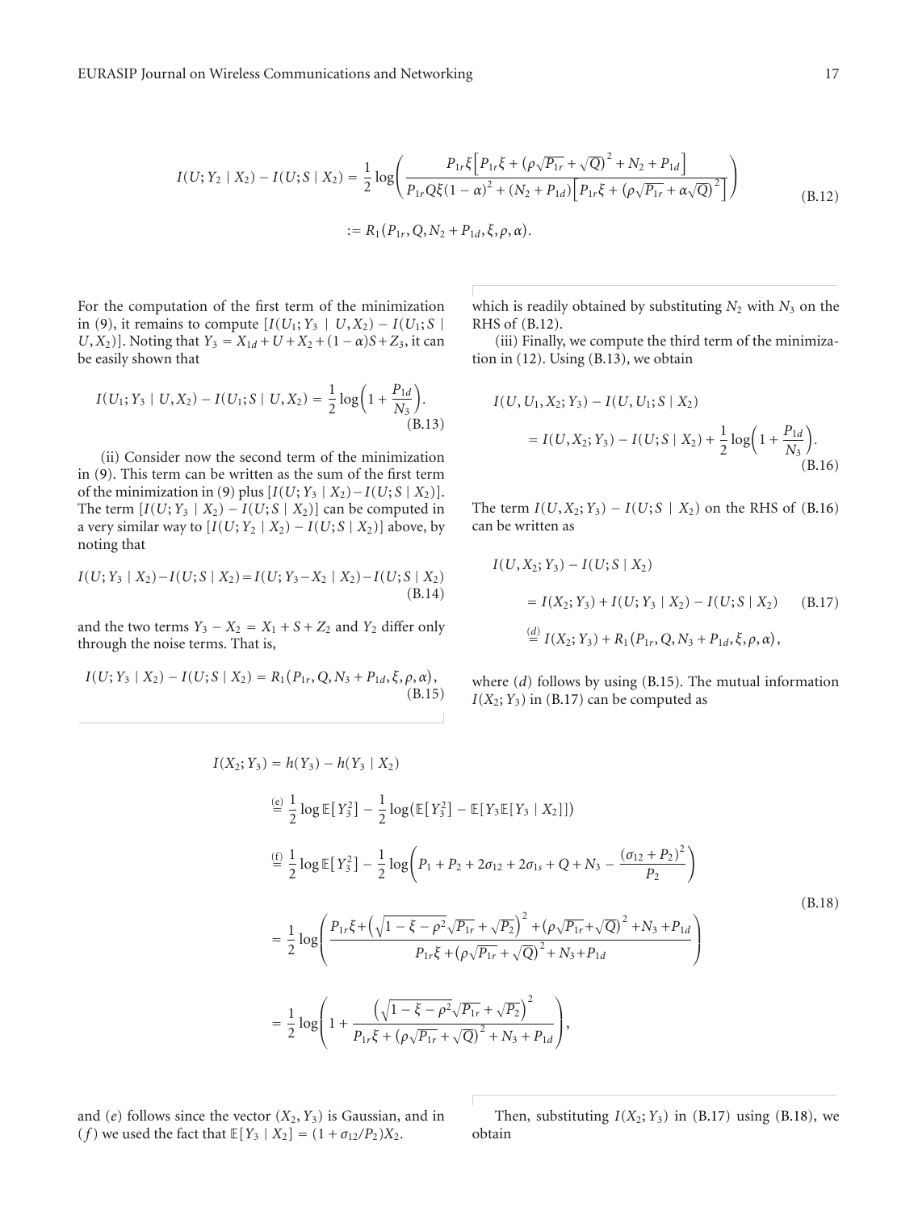$$I(U; Y_2 \mid X_2) - I(U; S \mid X_2) = \frac{1}{2}\log\left(\frac{P_{1r}\xi\left[P_{1r}\xi + \left(\rho\sqrt{P_{1r}} + \sqrt{Q}\right)^2 + N_2 + P_{1d}\right]}{P_{1r}Q\xi(1-\alpha)^2 + (N_2 + P_{1d})\left[P_{1r}\xi + \left(\rho\sqrt{P_{1r}} + \alpha\sqrt{Q}\right)^2\right]}\right)$$
$$:= R_1(P_{1r}, Q, N_2 + P_{1d}, \xi, \rho, \alpha). \tag{B.12}$$

For the computation of the first term of the minimization in (9), it remains to compute $[I(U_1; Y_3 \mid U, X_2) - I(U_1; S \mid U, X_2)]$. Noting that $Y_3 = X_{1d} + U + X_2 + (1-\alpha)S + Z_3$, it can be easily shown that

$$I(U_1; Y_3 \mid U, X_2) - I(U_1; S \mid U, X_2) = \frac{1}{2}\log\left(1 + \frac{P_{1d}}{N_3}\right). \tag{B.13}$$

(ii) Consider now the second term of the minimization in (9). This term can be written as the sum of the first term of the minimization in (9) plus $[I(U; Y_3 \mid X_2) - I(U; S \mid X_2)]$. The term $[I(U; Y_3 \mid X_2) - I(U; S \mid X_2)]$ can be computed in a very similar way to $[I(U; Y_2 \mid X_2) - I(U; S \mid X_2)]$ above, by noting that

$$I(U; Y_3 \mid X_2) - I(U; S \mid X_2) = I(U; Y_3 - X_2 \mid X_2) - I(U; S \mid X_2) \tag{B.14}$$

and the two terms $Y_3 - X_2 = X_1 + S + Z_2$ and $Y_2$ differ only through the noise terms. That is,

$$I(U; Y_3 \mid X_2) - I(U; S \mid X_2) = R_1(P_{1r}, Q, N_3 + P_{1d}, \xi, \rho, \alpha), \tag{B.15}$$

which is readily obtained by substituting $N_2$ with $N_3$ on the RHS of (B.12).

(iii) Finally, we compute the third term of the minimization in (12). Using (B.13), we obtain

$$I(U, U_1, X_2; Y_3) - I(U, U_1; S \mid X_2) = I(U, X_2; Y_3) - I(U; S \mid X_2) + \frac{1}{2}\log\left(1 + \frac{P_{1d}}{N_3}\right). \tag{B.16}$$

The term $I(U, X_2; Y_3) - I(U; S \mid X_2)$ on the RHS of (B.16) can be written as

$$\begin{aligned}
I(U, X_2; Y_3) - I(U; S \mid X_2) &= I(X_2; Y_3) + I(U; Y_3 \mid X_2) - I(U; S \mid X_2) \qquad \text{(B.17)}\\
&\overset{(d)}{=} I(X_2; Y_3) + R_1(P_{1r}, Q, N_3 + P_{1d}, \xi, \rho, \alpha),
\end{aligned}$$

where $(d)$ follows by using (B.15). The mutual information $I(X_2; Y_3)$ in (B.17) can be computed as

$$\begin{aligned}
I(X_2; Y_3) &= h(Y_3) - h(Y_3 \mid X_2)\\
&\overset{(e)}{=} \frac{1}{2}\log \mathbb{E}\left[Y_3^2\right] - \frac{1}{2}\log\left(\mathbb{E}\left[Y_3^2\right] - \mathbb{E}\left[Y_3 \mathbb{E}[Y_3 \mid X_2]\right]\right)\\
&\overset{(f)}{=} \frac{1}{2}\log \mathbb{E}\left[Y_3^2\right] - \frac{1}{2}\log\left(P_1 + P_2 + 2\sigma_{12} + 2\sigma_{1s} + Q + N_3 - \frac{(\sigma_{12} + P_2)^2}{P_2}\right)\\
&= \frac{1}{2}\log\left(\frac{P_{1r}\xi + \left(\sqrt{1-\xi-\rho^2}\sqrt{P_{1r}} + \sqrt{P_2}\right)^2 + \left(\rho\sqrt{P_{1r}} + \sqrt{Q}\right)^2 + N_3 + P_{1d}}{P_{1r}\xi + \left(\rho\sqrt{P_{1r}} + \sqrt{Q}\right)^2 + N_3 + P_{1d}}\right)\\
&= \frac{1}{2}\log\left(1 + \frac{\left(\sqrt{1-\xi-\rho^2}\sqrt{P_{1r}} + \sqrt{P_2}\right)^2}{P_{1r}\xi + \left(\rho\sqrt{P_{1r}} + \sqrt{Q}\right)^2 + N_3 + P_{1d}}\right),
\end{aligned} \tag{B.18}$$

and $(e)$ follows since the vector $(X_2, Y_3)$ is Gaussian, and in $(f)$ we used the fact that $\mathbb{E}[Y_3 \mid X_2] = (1 + \sigma_{12}/P_2)X_2$.

Then, substituting $I(X_2; Y_3)$ in (B.17) using (B.18), we obtain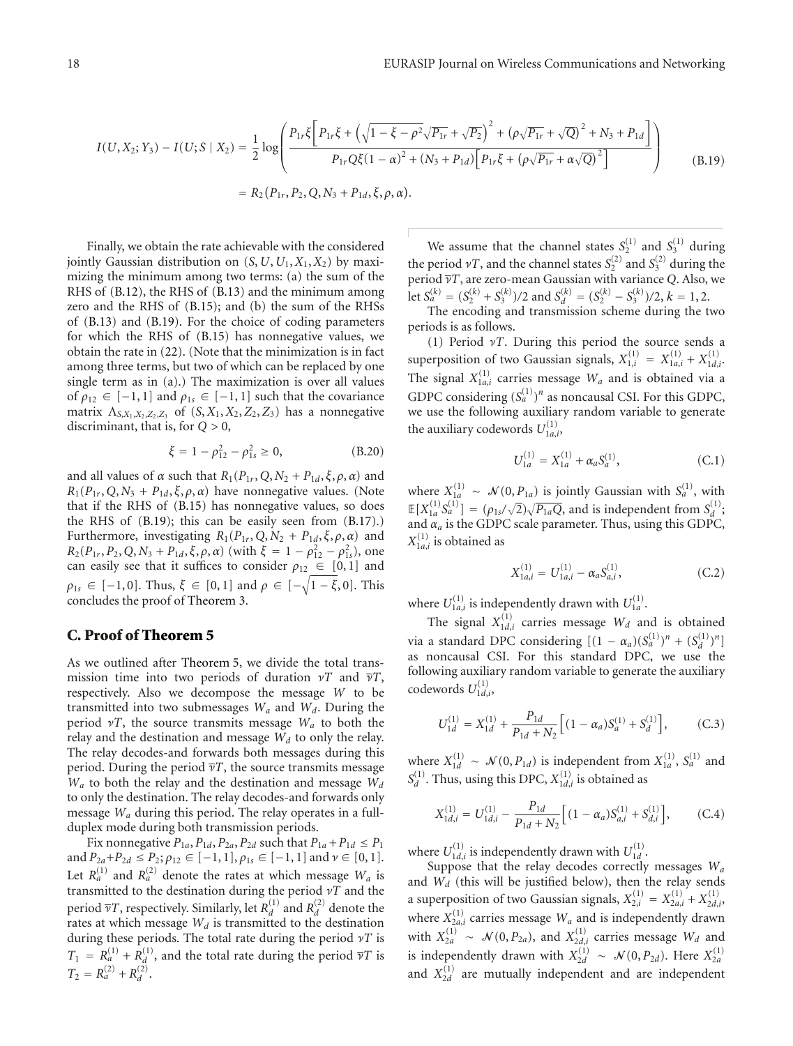$$I(U, X_2; Y_3) - I(U; S \mid X_2) = \frac{1}{2}\log\left(\frac{P_{1r}\xi\left[P_{1r}\xi + \left(\sqrt{1-\xi-\rho^2}\sqrt{P_{1r}}+\sqrt{P_2}\right)^2 + \left(\rho\sqrt{P_{1r}}+\sqrt{Q}\right)^2 + N_3 + P_{1d}\right]}{P_{1r}Q\xi(1-\alpha)^2 + (N_3+P_{1d})\left[P_{1r}\xi + \left(\rho\sqrt{P_{1r}}+\alpha\sqrt{Q}\right)^2\right]}\right)$$
$$= R_2(P_{1r}, P_2, Q, N_3 + P_{1d}, \xi, \rho, \alpha). \tag{B.19}$$

Finally, we obtain the rate achievable with the considered jointly Gaussian distribution on $(S, U, U_1, X_1, X_2)$ by maximizing the minimum among two terms: (a) the sum of the RHS of (B.12), the RHS of (B.13) and the minimum among zero and the RHS of (B.15); and (b) the sum of the RHSs of (B.13) and (B.19). For the choice of coding parameters for which the RHS of (B.15) has nonnegative values, we obtain the rate in (22). (Note that the minimization is in fact among three terms, but two of which can be replaced by one single term as in (a).) The maximization is over all values of $\rho_{12} \in [-1, 1]$ and $\rho_{1s} \in [-1, 1]$ such that the covariance matrix $\Lambda_{S,X_1,X_2,Z_2,Z_3}$ of $(S, X_1, X_2, Z_2, Z_3)$ has a nonnegative discriminant, that is, for $Q > 0$,

$$\xi = 1 - \rho_{12}^2 - \rho_{1s}^2 \geq 0, \tag{B.20}$$

and all values of $\alpha$ such that $R_1(P_{1r}, Q, N_2 + P_{1d}, \xi, \rho, \alpha)$ and $R_1(P_{1r}, Q, N_3 + P_{1d}, \xi, \rho, \alpha)$ have nonnegative values. (Note that if the RHS of (B.15) has nonnegative values, so does the RHS of (B.19); this can be easily seen from (B.17).) Furthermore, investigating $R_1(P_{1r}, Q, N_2 + P_{1d}, \xi, \rho, \alpha)$ and $R_2(P_{1r}, P_2, Q, N_3 + P_{1d}, \xi, \rho, \alpha)$ (with $\xi = 1 - \rho_{12}^2 - \rho_{1s}^2$), one can easily see that it suffices to consider $\rho_{12} \in [0, 1]$ and $\rho_{1s} \in [-1, 0]$. Thus, $\xi \in [0, 1]$ and $\rho \in [-\sqrt{1-\xi}, 0]$. This concludes the proof of Theorem 3.

## C. Proof of Theorem 5

As we outlined after Theorem 5, we divide the total transmission time into two periods of duration $\nu T$ and $\overline{\nu}T$, respectively. Also we decompose the message $W$ to be transmitted into two submessages $W_a$ and $W_d$. During the period $\nu T$, the source transmits message $W_a$ to both the relay and the destination and message $W_d$ to only the relay. The relay decodes-and forwards both messages during this period. During the period $\overline{\nu}T$, the source transmits message $W_a$ to both the relay and the destination and message $W_d$ to only the destination. The relay decodes-and forwards only message $W_a$ during this period. The relay operates in a full-duplex mode during both transmission periods.

Fix nonnegative $P_{1a}, P_{1d}, P_{2a}, P_{2d}$ such that $P_{1a} + P_{1d} \leq P_1$ and $P_{2a} + P_{2d} \leq P_2$; $\rho_{12} \in [-1, 1]$, $\rho_{1s} \in [-1, 1]$ and $\nu \in [0, 1]$. Let $R_a^{(1)}$ and $R_a^{(2)}$ denote the rates at which message $W_a$ is transmitted to the destination during the period $\nu T$ and the period $\overline{\nu}T$, respectively. Similarly, let $R_d^{(1)}$ and $R_d^{(2)}$ denote the rates at which message $W_d$ is transmitted to the destination during these periods. The total rate during the period $\nu T$ is $T_1 = R_a^{(1)} + R_d^{(1)}$, and the total rate during the period $\overline{\nu}T$ is $T_2 = R_a^{(2)} + R_d^{(2)}$.

We assume that the channel states $S_2^{(1)}$ and $S_3^{(1)}$ during the period $\nu T$, and the channel states $S_2^{(2)}$ and $S_3^{(2)}$ during the period $\overline{\nu}T$, are zero-mean Gaussian with variance $Q$. Also, we let $S_a^{(k)} = (S_2^{(k)} + S_3^{(k)})/2$ and $S_d^{(k)} = (S_2^{(k)} - S_3^{(k)})/2$, $k = 1, 2$.

The encoding and transmission scheme during the two periods is as follows.

(1) Period $\nu T$. During this period the source sends a superposition of two Gaussian signals, $X_{1,i}^{(1)} = X_{1a,i}^{(1)} + X_{1d,i}^{(1)}$. The signal $X_{1a,i}^{(1)}$ carries message $W_a$ and is obtained via a GDPC considering $(S_a^{(1)})^n$ as noncausal CSI. For this GDPC, we use the following auxiliary random variable to generate the auxiliary codewords $U_{1a,i}^{(1)}$,

$$U_{1a}^{(1)} = X_{1a}^{(1)} + \alpha_a S_a^{(1)}, \tag{C.1}$$

where $X_{1a}^{(1)} \sim \mathcal{N}(0, P_{1a})$ is jointly Gaussian with $S_a^{(1)}$, with $\mathbb{E}[X_{1a}^{(1)} S_a^{(1)}] = (\rho_{1s}/\sqrt{2})\sqrt{P_{1a}Q}$, and is independent from $S_d^{(1)}$; and $\alpha_a$ is the GDPC scale parameter. Thus, using this GDPC, $X_{1a,i}^{(1)}$ is obtained as

$$X_{1a,i}^{(1)} = U_{1a,i}^{(1)} - \alpha_a S_{a,i}^{(1)}, \tag{C.2}$$

where $U_{1a,i}^{(1)}$ is independently drawn with $U_{1a}^{(1)}$.

The signal $X_{1d,i}^{(1)}$ carries message $W_d$ and is obtained via a standard DPC considering $[(1-\alpha_a)(S_a^{(1)})^n + (S_d^{(1)})^n]$ as noncausal CSI. For this standard DPC, we use the following auxiliary random variable to generate the auxiliary codewords $U_{1d,i}^{(1)}$,

$$U_{1d}^{(1)} = X_{1d}^{(1)} + \frac{P_{1d}}{P_{1d} + N_2}\left[(1-\alpha_a)S_a^{(1)} + S_d^{(1)}\right], \tag{C.3}$$

where $X_{1d}^{(1)} \sim \mathcal{N}(0, P_{1d})$ is independent from $X_{1a}^{(1)}$, $S_a^{(1)}$ and $S_d^{(1)}$. Thus, using this DPC, $X_{1d,i}^{(1)}$ is obtained as

$$X_{1d,i}^{(1)} = U_{1d,i}^{(1)} - \frac{P_{1d}}{P_{1d} + N_2}\left[(1-\alpha_a)S_{a,i}^{(1)} + S_{d,i}^{(1)}\right], \tag{C.4}$$

where $U_{1d,i}^{(1)}$ is independently drawn with $U_{1d}^{(1)}$.

Suppose that the relay decodes correctly messages $W_a$ and $W_d$ (this will be justified below), then the relay sends a superposition of two Gaussian signals, $X_{2,i}^{(1)} = X_{2a,i}^{(1)} + X_{2d,i}^{(1)}$, where $X_{2a,i}^{(1)}$ carries message $W_a$ and is independently drawn with $X_{2a}^{(1)} \sim \mathcal{N}(0, P_{2a})$, and $X_{2d,i}^{(1)}$ carries message $W_d$ and is independently drawn with $X_{2d}^{(1)} \sim \mathcal{N}(0, P_{2d})$. Here $X_{2a}^{(1)}$ and $X_{2d}^{(1)}$ are mutually independent and are independent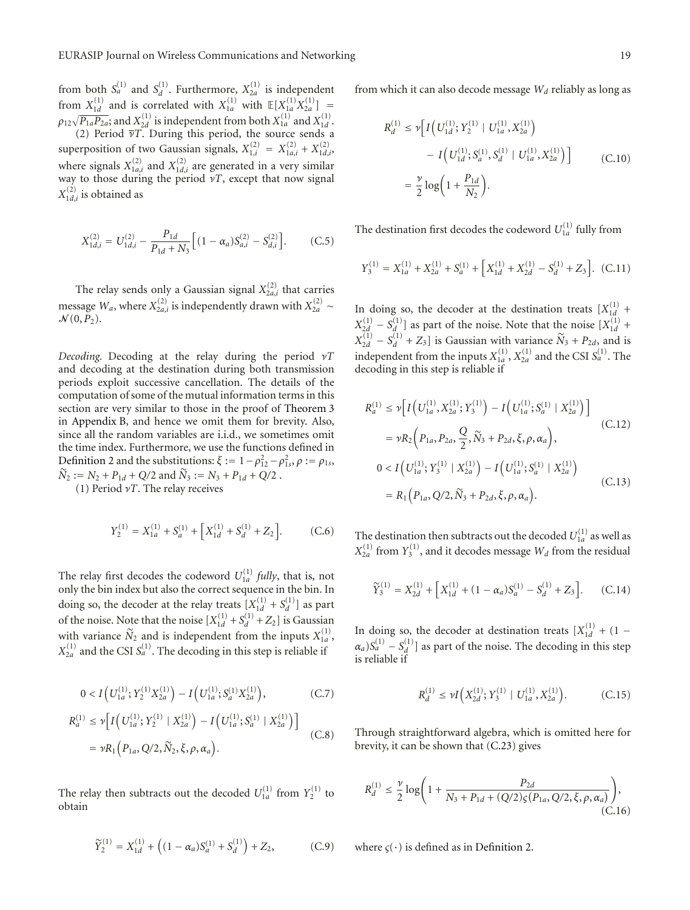from both $S_a^{(1)}$ and $S_d^{(1)}$. Furthermore, $X_{2a}^{(1)}$ is independent from $X_{1d}^{(1)}$ and is correlated with $X_{1a}^{(1)}$ with $\mathbb{E}[X_{1a}^{(1)} X_{2a}^{(1)}] = \rho_{12}\sqrt{P_{1a}P_{2a}}$; and $X_{2d}^{(1)}$ is independent from both $X_{1a}^{(1)}$ and $X_{1d}^{(1)}$.

(2) Period $\overline{\nu}T$. During this period, the source sends a superposition of two Gaussian signals, $X_{1,i}^{(2)} = X_{1a,i}^{(2)} + X_{1d,i}^{(2)}$, where signals $X_{1a,i}^{(2)}$ and $X_{1d,i}^{(2)}$ are generated in a very similar way to those during the period $\nu T$, except that now signal $X_{1d,i}^{(2)}$ is obtained as

$$X_{1d,i}^{(2)} = U_{1d,i}^{(2)} - \frac{P_{1d}}{P_{1d} + N_3}\Big[(1-\alpha_a)S_{a,i}^{(2)} - S_{d,i}^{(2)}\Big]. \tag{C.5}$$

The relay sends only a Gaussian signal $X_{2a,i}^{(2)}$ that carries message $W_a$, where $X_{2a,i}^{(2)}$ is independently drawn with $X_{2a}^{(2)} \sim \mathcal{N}(0, P_2)$.

*Decoding.* Decoding at the relay during the period $\nu T$ and decoding at the destination during both transmission periods exploit successive cancellation. The details of the computation of some of the mutual information terms in this section are very similar to those in the proof of Theorem 3 in Appendix B, and hence we omit them for brevity. Also, since all the random variables are i.i.d., we sometimes omit the time index. Furthermore, we use the functions defined in Definition 2 and the substitutions: $\xi := 1 - \rho_{12}^2 - \rho_{1s}^2$, $\rho := \rho_{1s}$, $\widetilde{N}_2 := N_2 + P_{1d} + Q/2$ and $\widetilde{N}_3 := N_3 + P_{1d} + Q/2$ .

(1) Period $\nu T$. The relay receives

$$Y_2^{(1)} = X_{1a}^{(1)} + S_a^{(1)} + \Big[X_{1d}^{(1)} + S_d^{(1)} + Z_2\Big]. \tag{C.6}$$

The relay first decodes the codeword $U_{1a}^{(1)}$ *fully*, that is, not only the bin index but also the correct sequence in the bin. In doing so, the decoder at the relay treats $[X_{1d}^{(1)} + S_d^{(1)}]$ as part of the noise. Note that the noise $[X_{1d}^{(1)} + S_d^{(1)} + Z_2]$ is Gaussian with variance $\widetilde{N}_2$ and is independent from the inputs $X_{1a}^{(1)}$, $X_{2a}^{(1)}$ and the CSI $S_a^{(1)}$. The decoding in this step is reliable if

$$0 < I\Big(U_{1a}^{(1)}; Y_2^{(1)} X_{2a}^{(1)}\Big) - I\Big(U_{1a}^{(1)}; S_a^{(1)} X_{2a}^{(1)}\Big), \tag{C.7}$$

$$\begin{aligned} R_a^{(1)} &\leq \nu\Big[I\Big(U_{1a}^{(1)}; Y_2^{(1)} \mid X_{2a}^{(1)}\Big) - I\Big(U_{1a}^{(1)}; S_a^{(1)} \mid X_{2a}^{(1)}\Big)\Big] \\ &= \nu R_1\Big(P_{1a}, Q/2, \widetilde{N}_2, \xi, \rho, \alpha_a\Big). \end{aligned} \tag{C.8}$$

The relay then subtracts out the decoded $U_{1a}^{(1)}$ from $Y_2^{(1)}$ to obtain

$$\widetilde{Y}_2^{(1)} = X_{1d}^{(1)} + \Big((1-\alpha_a)S_a^{(1)} + S_d^{(1)}\Big) + Z_2, \tag{C.9}$$

from which it can also decode message $W_d$ reliably as long as

$$\begin{aligned} R_d^{(1)} &\leq \nu\Big[I\Big(U_{1d}^{(1)}; Y_2^{(1)} \mid U_{1a}^{(1)}, X_{2a}^{(1)}\Big) \\ &\quad - I\Big(U_{1d}^{(1)}; S_a^{(1)}, S_d^{(1)} \mid U_{1a}^{(1)}, X_{2a}^{(1)}\Big)\Big] \\ &= \frac{\nu}{2}\log\Big(1 + \frac{P_{1d}}{N_2}\Big). \end{aligned} \tag{C.10}$$

The destination first decodes the codeword $U_{1a}^{(1)}$ fully from

$$Y_3^{(1)} = X_{1a}^{(1)} + X_{2a}^{(1)} + S_a^{(1)} + \Big[X_{1d}^{(1)} + X_{2d}^{(1)} - S_d^{(1)} + Z_3\Big]. \tag{C.11}$$

In doing so, the decoder at the destination treats $[X_{1d}^{(1)} + X_{2d}^{(1)} - S_d^{(1)}]$ as part of the noise. Note that the noise $[X_{1d}^{(1)} + X_{2d}^{(1)} - S_d^{(1)} + Z_3]$ is Gaussian with variance $\widetilde{N}_3 + P_{2d}$, and is independent from the inputs $X_{1a}^{(1)}$, $X_{2a}^{(1)}$ and the CSI $S_a^{(1)}$. The decoding in this step is reliable if

$$\begin{aligned} R_a^{(1)} &\leq \nu\Big[I\Big(U_{1a}^{(1)}, X_{2a}^{(1)}; Y_3^{(1)}\Big) - I\Big(U_{1a}^{(1)}; S_a^{(1)} \mid X_{2a}^{(1)}\Big)\Big] \\ &= \nu R_2\Big(P_{1a}, P_{2a}, \frac{Q}{2}, \widetilde{N}_3 + P_{2d}, \xi, \rho, \alpha_a\Big), \end{aligned} \tag{C.12}$$

$$\begin{aligned} 0 &< I\Big(U_{1a}^{(1)}; Y_3^{(1)} \mid X_{2a}^{(1)}\Big) - I\Big(U_{1a}^{(1)}; S_a^{(1)} \mid X_{2a}^{(1)}\Big) \\ &= R_1\Big(P_{1a}, Q/2, \widetilde{N}_3 + P_{2d}, \xi, \rho, \alpha_a\Big). \end{aligned} \tag{C.13}$$

The destination then subtracts out the decoded $U_{1a}^{(1)}$ as well as $X_{2a}^{(1)}$ from $Y_3^{(1)}$, and it decodes message $W_d$ from the residual

$$\widetilde{Y}_3^{(1)} = X_{2d}^{(1)} + \Big[X_{1d}^{(1)} + (1-\alpha_a)S_a^{(1)} - S_d^{(1)} + Z_3\Big]. \tag{C.14}$$

In doing so, the decoder at destination treats $[X_{1d}^{(1)} + (1 - \alpha_a)S_a^{(1)} - S_d^{(1)}]$ as part of the noise. The decoding in this step is reliable if

$$R_d^{(1)} \leq \nu I\Big(X_{2d}^{(1)}; Y_3^{(1)} \mid U_{1a}^{(1)}, X_{2a}^{(1)}\Big). \tag{C.15}$$

Through straightforward algebra, which is omitted here for brevity, it can be shown that (C.23) gives

$$R_d^{(1)} \leq \frac{\nu}{2}\log\Bigg(1 + \frac{P_{2d}}{N_3 + P_{1d} + (Q/2)\varsigma(P_{1a}, Q/2, \xi, \rho, \alpha_a)}\Bigg), \tag{C.16}$$

where $\varsigma(\cdot)$ is defined as in Definition 2.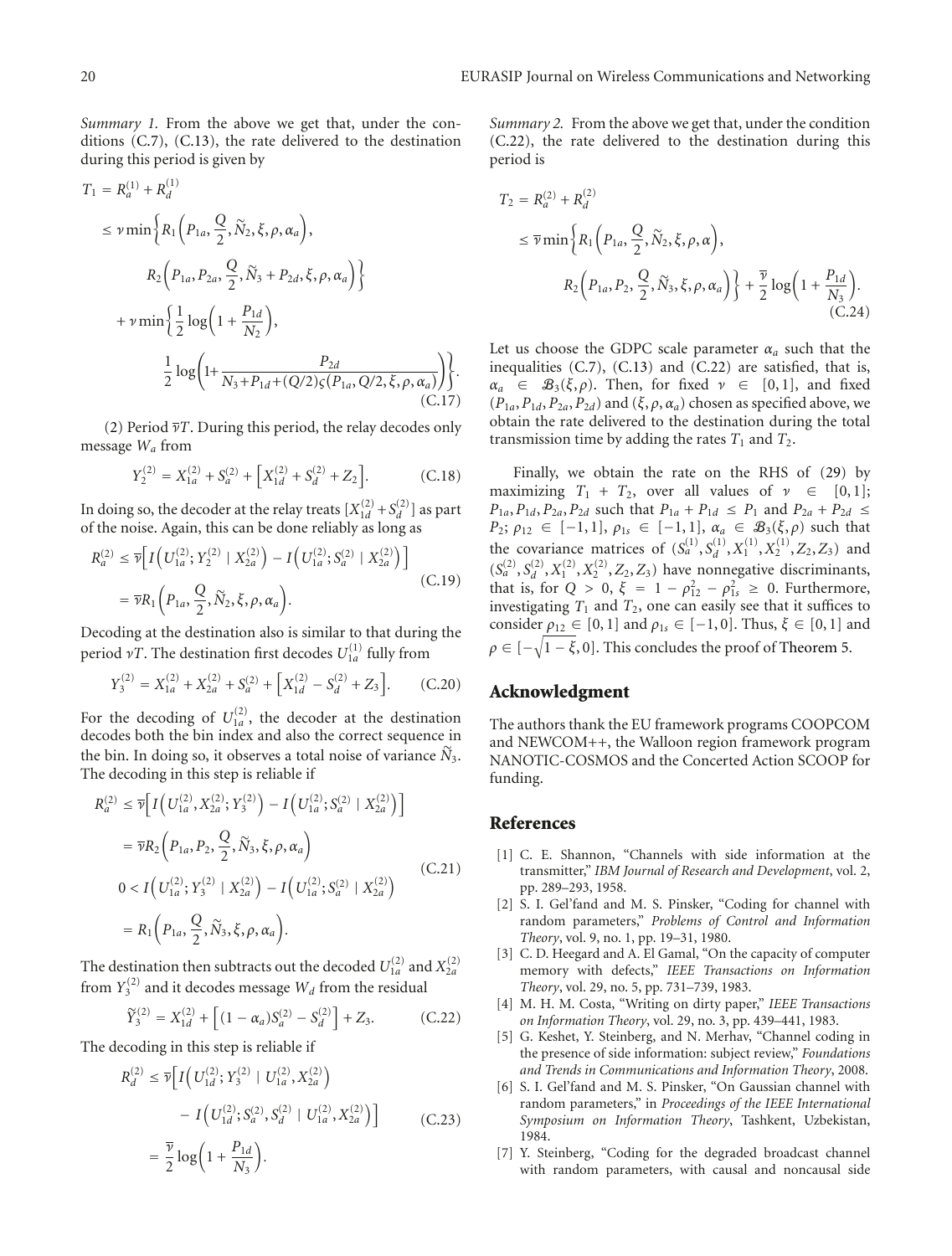*Summary 1.* From the above we get that, under the conditions (C.7), (C.13), the rate delivered to the destination during this period is given by

$$
\begin{aligned}
T_1 &= R_a^{(1)} + R_d^{(1)} \\
&\leq \nu \min\Big\{ R_1\Big(P_{1a}, \frac{Q}{2}, \widetilde{N}_2, \xi, \rho, \alpha_a\Big), \\
&\qquad R_2\Big(P_{1a}, P_{2a}, \frac{Q}{2}, \widetilde{N}_3 + P_{2d}, \xi, \rho, \alpha_a\Big)\Big\} \\
&\quad + \nu \min\Big\{ \frac{1}{2}\log\Big(1 + \frac{P_{1d}}{N_2}\Big), \\
&\qquad \frac{1}{2}\log\Big(1 + \frac{P_{2d}}{N_3 + P_{1d} + (Q/2)\varsigma(P_{1a}, Q/2, \xi, \rho, \alpha_a)}\Big)\Big\}.
\end{aligned}
\tag{C.17}
$$

(2) Period $\overline{\nu}T$. During this period, the relay decodes only message $W_a$ from

$$
Y_2^{(2)} = X_{1a}^{(2)} + S_a^{(2)} + \Big[X_{1d}^{(2)} + S_d^{(2)} + Z_2\Big]. \tag{C.18}
$$

In doing so, the decoder at the relay treats $[X_{1d}^{(2)} + S_d^{(2)}]$ as part of the noise. Again, this can be done reliably as long as

$$
\begin{aligned}
R_a^{(2)} &\leq \overline{\nu}\Big[ I\Big(U_{1a}^{(2)}; Y_2^{(2)} \mid X_{2a}^{(2)}\Big) - I\Big(U_{1a}^{(2)}; S_a^{(2)} \mid X_{2a}^{(2)}\Big)\Big] \\
&= \overline{\nu} R_1\Big(P_{1a}, \frac{Q}{2}, \widetilde{N}_2, \xi, \rho, \alpha_a\Big).
\end{aligned}
\tag{C.19}
$$

Decoding at the destination also is similar to that during the period $\nu T$. The destination first decodes $U_{1a}^{(1)}$ fully from

$$
Y_3^{(2)} = X_{1a}^{(2)} + X_{2a}^{(2)} + S_a^{(2)} + \Big[X_{1d}^{(2)} - S_d^{(2)} + Z_3\Big]. \tag{C.20}
$$

For the decoding of $U_{1a}^{(2)}$, the decoder at the destination decodes both the bin index and also the correct sequence in the bin. In doing so, it observes a total noise of variance $\widetilde{N}_3$. The decoding in this step is reliable if

$$
\begin{aligned}
R_a^{(2)} &\leq \overline{\nu}\Big[ I\Big(U_{1a}^{(2)}, X_{2a}^{(2)}; Y_3^{(2)}\Big) - I\Big(U_{1a}^{(2)}; S_a^{(2)} \mid X_{2a}^{(2)}\Big)\Big] \\
&= \overline{\nu} R_2\Big(P_{1a}, P_2, \frac{Q}{2}, \widetilde{N}_3, \xi, \rho, \alpha_a\Big) \\
0 &< I\Big(U_{1a}^{(2)}; Y_3^{(2)} \mid X_{2a}^{(2)}\Big) - I\Big(U_{1a}^{(2)}; S_a^{(2)} \mid X_{2a}^{(2)}\Big) \\
&= R_1\Big(P_{1a}, \frac{Q}{2}, \widetilde{N}_3, \xi, \rho, \alpha_a\Big).
\end{aligned}
\tag{C.21}
$$

The destination then subtracts out the decoded $U_{1a}^{(2)}$ and $X_{2a}^{(2)}$ from $Y_3^{(2)}$ and it decodes message $W_d$ from the residual

$$
\widetilde{Y}_3^{(2)} = X_{1d}^{(2)} + \Big[(1-\alpha_a)S_a^{(2)} - S_d^{(2)}\Big] + Z_3. \tag{C.22}
$$

The decoding in this step is reliable if

$$
\begin{aligned}
R_d^{(2)} &\leq \overline{\nu}\Big[ I\Big(U_{1d}^{(2)}; Y_3^{(2)} \mid U_{1a}^{(2)}, X_{2a}^{(2)}\Big) \\
&\quad - I\Big(U_{1d}^{(2)}; S_a^{(2)}, S_d^{(2)} \mid U_{1a}^{(2)}, X_{2a}^{(2)}\Big)\Big] \\
&= \frac{\overline{\nu}}{2}\log\Big(1 + \frac{P_{1d}}{N_3}\Big).
\end{aligned}
\tag{C.23}
$$

*Summary 2.* From the above we get that, under the condition (C.22), the rate delivered to the destination during this period is

$$
\begin{aligned}
T_2 &= R_a^{(2)} + R_d^{(2)} \\
&\leq \overline{\nu} \min\Big\{ R_1\Big(P_{1a}, \frac{Q}{2}, \widetilde{N}_2, \xi, \rho, \alpha\Big), \\
&\qquad R_2\Big(P_{1a}, P_2, \frac{Q}{2}, \widetilde{N}_3, \xi, \rho, \alpha_a\Big)\Big\} + \frac{\overline{\nu}}{2}\log\Big(1 + \frac{P_{1d}}{N_3}\Big).
\end{aligned}
\tag{C.24}
$$

Let us choose the GDPC scale parameter $\alpha_a$ such that the inequalities (C.7), (C.13) and (C.22) are satisfied, that is, $\alpha_a \in \mathcal{B}_3(\xi, \rho)$. Then, for fixed $\nu \in [0,1]$, and fixed $(P_{1a}, P_{1d}, P_{2a}, P_{2d})$ and $(\xi, \rho, \alpha_a)$ chosen as specified above, we obtain the rate delivered to the destination during the total transmission time by adding the rates $T_1$ and $T_2$.

Finally, we obtain the rate on the RHS of (29) by maximizing $T_1 + T_2$, over all values of $\nu \in [0,1]$; $P_{1a}, P_{1d}, P_{2a}, P_{2d}$ such that $P_{1a} + P_{1d} \leq P_1$ and $P_{2a} + P_{2d} \leq P_2$; $\rho_{12} \in [-1,1]$, $\rho_{1s} \in [-1,1]$, $\alpha_a \in \mathcal{B}_3(\xi, \rho)$ such that the covariance matrices of $(S_a^{(1)}, S_d^{(1)}, X_1^{(1)}, X_2^{(1)}, Z_2, Z_3)$ and $(S_a^{(2)}, S_d^{(2)}, X_1^{(2)}, X_2^{(2)}, Z_2, Z_3)$ have nonnegative discriminants, that is, for $Q > 0$, $\xi = 1 - \rho_{12}^2 - \rho_{1s}^2 \geq 0$. Furthermore, investigating $T_1$ and $T_2$, one can easily see that it suffices to consider $\rho_{12} \in [0,1]$ and $\rho_{1s} \in [-1,0]$. Thus, $\xi \in [0,1]$ and $\rho \in [-\sqrt{1-\xi}, 0]$. This concludes the proof of Theorem 5.

## Acknowledgment

The authors thank the EU framework programs COOPCOM and NEWCOM++, the Walloon region framework program NANOTIC-COSMOS and the Concerted Action SCOOP for funding.

## References

[1] C. E. Shannon, "Channels with side information at the transmitter," *IBM Journal of Research and Development*, vol. 2, pp. 289–293, 1958.

[2] S. I. Gel'fand and M. S. Pinsker, "Coding for channel with random parameters," *Problems of Control and Information Theory*, vol. 9, no. 1, pp. 19–31, 1980.

[3] C. D. Heegard and A. El Gamal, "On the capacity of computer memory with defects," *IEEE Transactions on Information Theory*, vol. 29, no. 5, pp. 731–739, 1983.

[4] M. H. M. Costa, "Writing on dirty paper," *IEEE Transactions on Information Theory*, vol. 29, no. 3, pp. 439–441, 1983.

[5] G. Keshet, Y. Steinberg, and N. Merhav, "Channel coding in the presence of side information: subject review," *Foundations and Trends in Communications and Information Theory*, 2008.

[6] S. I. Gel'fand and M. S. Pinsker, "On Gaussian channel with random parameters," in *Proceedings of the IEEE International Symposium on Information Theory*, Tashkent, Uzbekistan, 1984.

[7] Y. Steinberg, "Coding for the degraded broadcast channel with random parameters, with causal and noncausal side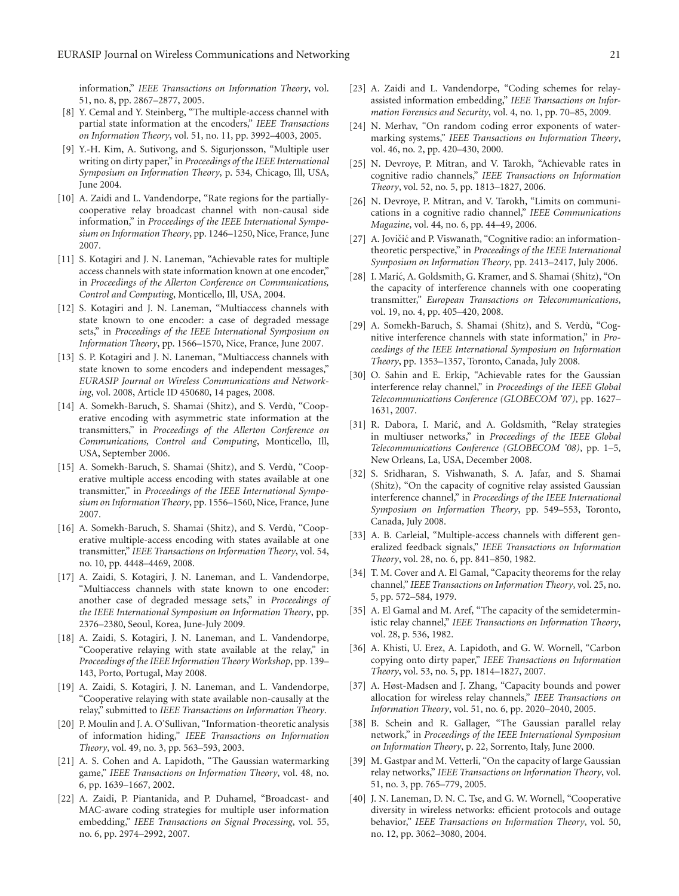information," *IEEE Transactions on Information Theory*, vol. 51, no. 8, pp. 2867–2877, 2005.

[8] Y. Cemal and Y. Steinberg, "The multiple-access channel with partial state information at the encoders," *IEEE Transactions on Information Theory*, vol. 51, no. 11, pp. 3992–4003, 2005.

[9] Y.-H. Kim, A. Sutivong, and S. Sigurjonsson, "Multiple user writing on dirty paper," in *Proceedings of the IEEE International Symposium on Information Theory*, p. 534, Chicago, Ill, USA, June 2004.

[10] A. Zaidi and L. Vandendorpe, "Rate regions for the partially-cooperative relay broadcast channel with non-causal side information," in *Proceedings of the IEEE International Symposium on Information Theory*, pp. 1246–1250, Nice, France, June 2007.

[11] S. Kotagiri and J. N. Laneman, "Achievable rates for multiple access channels with state information known at one encoder," in *Proceedings of the Allerton Conference on Communications, Control and Computing*, Monticello, Ill, USA, 2004.

[12] S. Kotagiri and J. N. Laneman, "Multiaccess channels with state known to one encoder: a case of degraded message sets," in *Proceedings of the IEEE International Symposium on Information Theory*, pp. 1566–1570, Nice, France, June 2007.

[13] S. P. Kotagiri and J. N. Laneman, "Multiaccess channels with state known to some encoders and independent messages," *EURASIP Journal on Wireless Communications and Networking*, vol. 2008, Article ID 450680, 14 pages, 2008.

[14] A. Somekh-Baruch, S. Shamai (Shitz), and S. Verdù, "Cooperative encoding with asymmetric state information at the transmitters," in *Proceedings of the Allerton Conference on Communications, Control and Computing*, Monticello, Ill, USA, September 2006.

[15] A. Somekh-Baruch, S. Shamai (Shitz), and S. Verdù, "Cooperative multiple access encoding with states available at one transmitter," in *Proceedings of the IEEE International Symposium on Information Theory*, pp. 1556–1560, Nice, France, June 2007.

[16] A. Somekh-Baruch, S. Shamai (Shitz), and S. Verdù, "Cooperative multiple-access encoding with states available at one transmitter," *IEEE Transactions on Information Theory*, vol. 54, no. 10, pp. 4448–4469, 2008.

[17] A. Zaidi, S. Kotagiri, J. N. Laneman, and L. Vandendorpe, "Multiaccess channels with state known to one encoder: another case of degraded message sets," in *Proceedings of the IEEE International Symposium on Information Theory*, pp. 2376–2380, Seoul, Korea, June-July 2009.

[18] A. Zaidi, S. Kotagiri, J. N. Laneman, and L. Vandendorpe, "Cooperative relaying with state available at the relay," in *Proceedings of the IEEE Information Theory Workshop*, pp. 139–143, Porto, Portugal, May 2008.

[19] A. Zaidi, S. Kotagiri, J. N. Laneman, and L. Vandendorpe, "Cooperative relaying with state available non-causally at the relay," submitted to *IEEE Transactions on Information Theory*.

[20] P. Moulin and J. A. O'Sullivan, "Information-theoretic analysis of information hiding," *IEEE Transactions on Information Theory*, vol. 49, no. 3, pp. 563–593, 2003.

[21] A. S. Cohen and A. Lapidoth, "The Gaussian watermarking game," *IEEE Transactions on Information Theory*, vol. 48, no. 6, pp. 1639–1667, 2002.

[22] A. Zaidi, P. Piantanida, and P. Duhamel, "Broadcast- and MAC-aware coding strategies for multiple user information embedding," *IEEE Transactions on Signal Processing*, vol. 55, no. 6, pp. 2974–2992, 2007.

[23] A. Zaidi and L. Vandendorpe, "Coding schemes for relay-assisted information embedding," *IEEE Transactions on Information Forensics and Security*, vol. 4, no. 1, pp. 70–85, 2009.

[24] N. Merhav, "On random coding error exponents of watermarking systems," *IEEE Transactions on Information Theory*, vol. 46, no. 2, pp. 420–430, 2000.

[25] N. Devroye, P. Mitran, and V. Tarokh, "Achievable rates in cognitive radio channels," *IEEE Transactions on Information Theory*, vol. 52, no. 5, pp. 1813–1827, 2006.

[26] N. Devroye, P. Mitran, and V. Tarokh, "Limits on communications in a cognitive radio channel," *IEEE Communications Magazine*, vol. 44, no. 6, pp. 44–49, 2006.

[27] A. Jovičić and P. Viswanath, "Cognitive radio: an information-theoretic perspective," in *Proceedings of the IEEE International Symposium on Information Theory*, pp. 2413–2417, July 2006.

[28] I. Marić, A. Goldsmith, G. Kramer, and S. Shamai (Shitz), "On the capacity of interference channels with one cooperating transmitter," *European Transactions on Telecommunications*, vol. 19, no. 4, pp. 405–420, 2008.

[29] A. Somekh-Baruch, S. Shamai (Shitz), and S. Verdù, "Cognitive interference channels with state information," in *Proceedings of the IEEE International Symposium on Information Theory*, pp. 1353–1357, Toronto, Canada, July 2008.

[30] O. Sahin and E. Erkip, "Achievable rates for the Gaussian interference relay channel," in *Proceedings of the IEEE Global Telecommunications Conference (GLOBECOM '07)*, pp. 1627–1631, 2007.

[31] R. Dabora, I. Marić, and A. Goldsmith, "Relay strategies in multiuser networks," in *Proceedings of the IEEE Global Telecommunications Conference (GLOBECOM '08)*, pp. 1–5, New Orleans, La, USA, December 2008.

[32] S. Sridharan, S. Vishwanath, S. A. Jafar, and S. Shamai (Shitz), "On the capacity of cognitive relay assisted Gaussian interference channel," in *Proceedings of the IEEE International Symposium on Information Theory*, pp. 549–553, Toronto, Canada, July 2008.

[33] A. B. Carleial, "Multiple-access channels with different generalized feedback signals," *IEEE Transactions on Information Theory*, vol. 28, no. 6, pp. 841–850, 1982.

[34] T. M. Cover and A. El Gamal, "Capacity theorems for the relay channel," *IEEE Transactions on Information Theory*, vol. 25, no. 5, pp. 572–584, 1979.

[35] A. El Gamal and M. Aref, "The capacity of the semideterministic relay channel," *IEEE Transactions on Information Theory*, vol. 28, p. 536, 1982.

[36] A. Khisti, U. Erez, A. Lapidoth, and G. W. Wornell, "Carbon copying onto dirty paper," *IEEE Transactions on Information Theory*, vol. 53, no. 5, pp. 1814–1827, 2007.

[37] A. Høst-Madsen and J. Zhang, "Capacity bounds and power allocation for wireless relay channels," *IEEE Transactions on Information Theory*, vol. 51, no. 6, pp. 2020–2040, 2005.

[38] B. Schein and R. Gallager, "The Gaussian parallel relay network," in *Proceedings of the IEEE International Symposium on Information Theory*, p. 22, Sorrento, Italy, June 2000.

[39] M. Gastpar and M. Vetterli, "On the capacity of large Gaussian relay networks," *IEEE Transactions on Information Theory*, vol. 51, no. 3, pp. 765–779, 2005.

[40] J. N. Laneman, D. N. C. Tse, and G. W. Wornell, "Cooperative diversity in wireless networks: efficient protocols and outage behavior," *IEEE Transactions on Information Theory*, vol. 50, no. 12, pp. 3062–3080, 2004.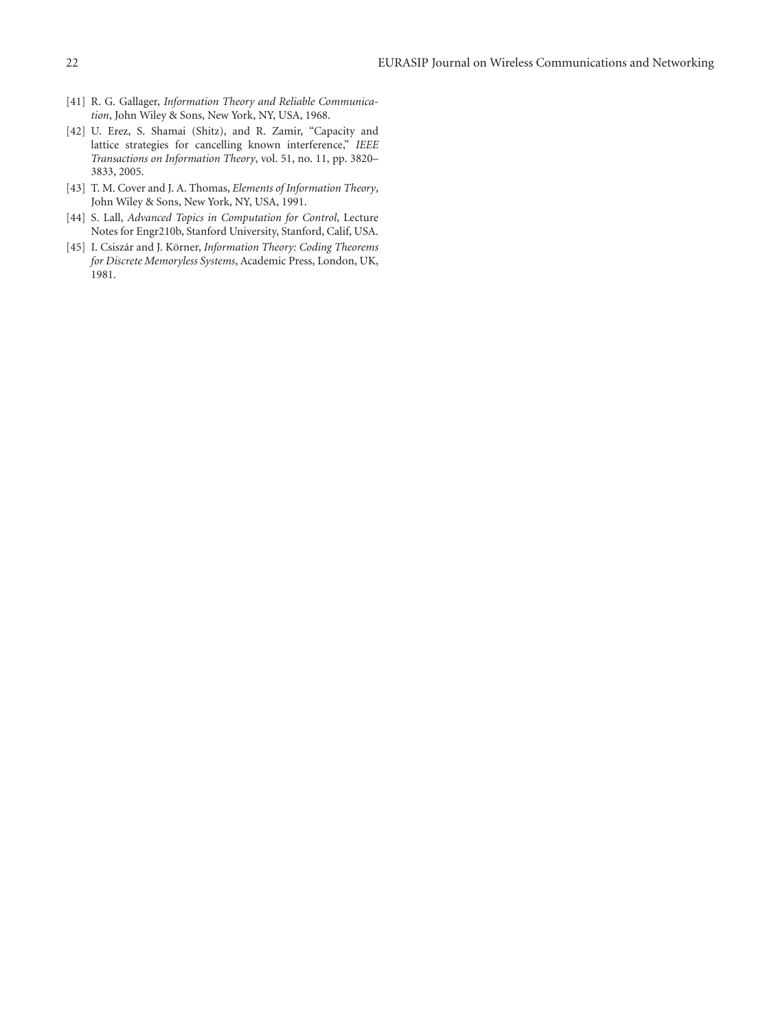[41] R. G. Gallager, *Information Theory and Reliable Communication*, John Wiley & Sons, New York, NY, USA, 1968.

[42] U. Erez, S. Shamai (Shitz), and R. Zamir, "Capacity and lattice strategies for cancelling known interference," *IEEE Transactions on Information Theory*, vol. 51, no. 11, pp. 3820–3833, 2005.

[43] T. M. Cover and J. A. Thomas, *Elements of Information Theory*, John Wiley & Sons, New York, NY, USA, 1991.

[44] S. Lall, *Advanced Topics in Computation for Control*, Lecture Notes for Engr210b, Stanford University, Stanford, Calif, USA.

[45] I. Csiszár and J. Körner, *Information Theory: Coding Theorems for Discrete Memoryless Systems*, Academic Press, London, UK, 1981.